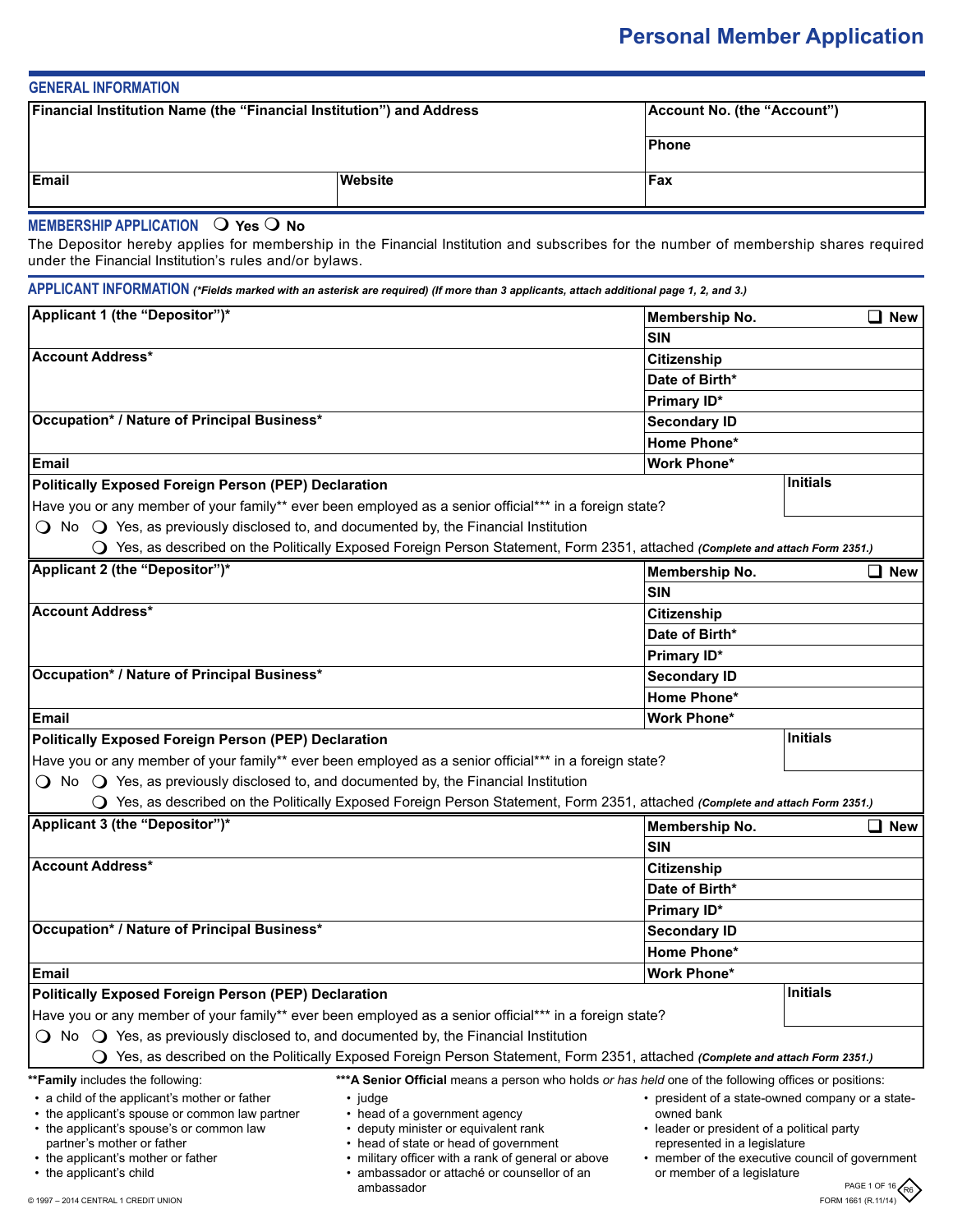# Personal Member Application

## GENERAL INFORMATION

| Financial Institution Name (the "Financial Institution") and Address | | Account No. (the "Account") |
|---|---|---|
| | | Phone |
| Email | Website | Fax |

## MEMBERSHIP APPLICATION ❍ Yes ❍ No

The Depositor hereby applies for membership in the Financial Institution and subscribes for the number of membership shares required under the Financial Institution's rules and/or bylaws.

## APPLICANT INFORMATION *(*Fields marked with an asterisk are required) (If more than 3 applicants, attach additional page 1, 2, and 3.)*

| Applicant 1 (the "Depositor")* | Membership No. ❑ New |
|---|---|
| | SIN |
| Account Address* | Citizenship |
| | Date of Birth* |
| | Primary ID* |
| Occupation* / Nature of Principal Business* | Secondary ID |
| | Home Phone* |
| Email | Work Phone* |

**Politically Exposed Foreign Person (PEP) Declaration** — **Initials**

Have you or any member of your family** ever been employed as a senior official*** in a foreign state?

❍ No ❍ Yes, as previously disclosed to, and documented by, the Financial Institution

❍ Yes, as described on the Politically Exposed Foreign Person Statement, Form 2351, attached ***(Complete and attach Form 2351.)***

| Applicant 2 (the "Depositor")* | Membership No. ❑ New |
|---|---|
| | SIN |
| Account Address* | Citizenship |
| | Date of Birth* |
| | Primary ID* |
| Occupation* / Nature of Principal Business* | Secondary ID |
| | Home Phone* |
| Email | Work Phone* |

**Politically Exposed Foreign Person (PEP) Declaration** — **Initials**

Have you or any member of your family** ever been employed as a senior official*** in a foreign state?

❍ No ❍ Yes, as previously disclosed to, and documented by, the Financial Institution

❍ Yes, as described on the Politically Exposed Foreign Person Statement, Form 2351, attached ***(Complete and attach Form 2351.)***

| Applicant 3 (the "Depositor")* | Membership No. ❑ New |
|---|---|
| | SIN |
| Account Address* | Citizenship |
| | Date of Birth* |
| | Primary ID* |
| Occupation* / Nature of Principal Business* | Secondary ID |
| | Home Phone* |
| Email | Work Phone* |

**Politically Exposed Foreign Person (PEP) Declaration** — **Initials**

Have you or any member of your family** ever been employed as a senior official*** in a foreign state?

❍ No ❍ Yes, as previously disclosed to, and documented by, the Financial Institution

❍ Yes, as described on the Politically Exposed Foreign Person Statement, Form 2351, attached ***(Complete and attach Form 2351.)***

****Family** includes the following:
- a child of the applicant's mother or father
- the applicant's spouse or common law partner
- the applicant's spouse's or common law partner's mother or father
- the applicant's mother or father
- the applicant's child

*****A Senior Official** means a person who holds *or has held* one of the following offices or positions:
- judge
- head of a government agency
- deputy minister or equivalent rank
- head of state or head of government
- military officer with a rank of general or above
- ambassador or attaché or counsellor of an ambassador
- president of a state-owned company or a state-owned bank
- leader or president of a political party represented in a legislature
- member of the executive council of government or member of a legislature

© 1997 – 2014 CENTRAL 1 CREDIT UNION

FORM 1661 (R.11/14)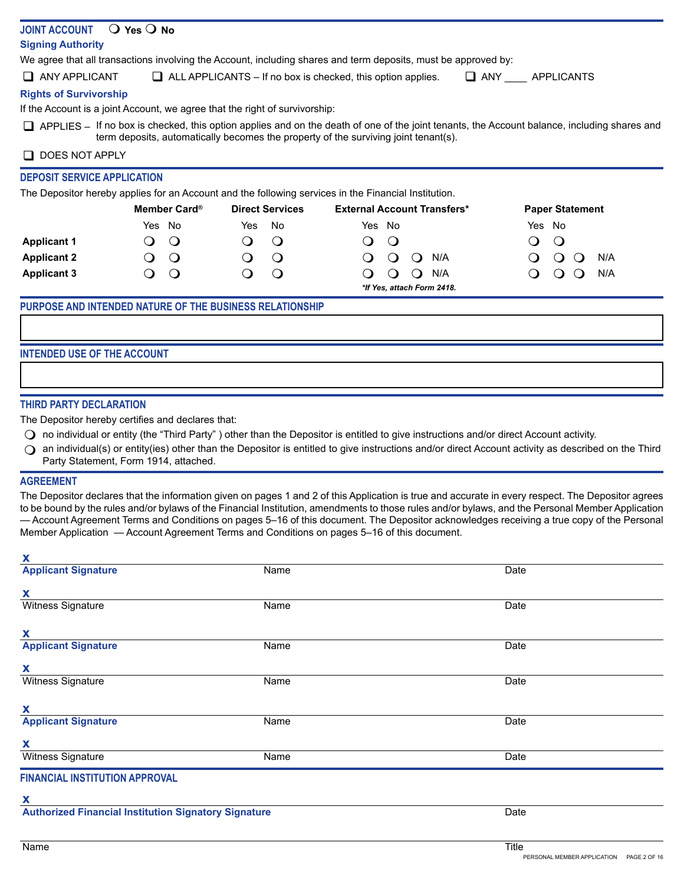## JOINT ACCOUNT ❍ Yes ❍ No

### Signing Authority

We agree that all transactions involving the Account, including shares and term deposits, must be approved by:

❑ ANY APPLICANT ❑ ALL APPLICANTS – If no box is checked, this option applies. ❑ ANY ____ APPLICANTS

### Rights of Survivorship

If the Account is a joint Account, we agree that the right of survivorship:

❑ APPLIES – If no box is checked, this option applies and on the death of one of the joint tenants, the Account balance, including shares and term deposits, automatically becomes the property of the surviving joint tenant(s).

❑ DOES NOT APPLY

## DEPOSIT SERVICE APPLICATION

The Depositor hereby applies for an Account and the following services in the Financial Institution.

| | Member Card® | | Direct Services | | External Account Transfers* | | | Paper Statement | | |
|---|---|---|---|---|---|---|---|---|---|---|
| | Yes | No | Yes | No | Yes | No | | Yes | No | |
| **Applicant 1** | ❍ | ❍ | ❍ | ❍ | ❍ | ❍ | | ❍ | ❍ | |
| **Applicant 2** | ❍ | ❍ | ❍ | ❍ | ❍ | ❍ | ❍ N/A | ❍ | ❍ | ❍ N/A |
| **Applicant 3** | ❍ | ❍ | ❍ | ❍ | ❍ | ❍ | ❍ N/A | ❍ | ❍ | ❍ N/A |

***If Yes, attach Form 2418.***

## PURPOSE AND INTENDED NATURE OF THE BUSINESS RELATIONSHIP

## INTENDED USE OF THE ACCOUNT

## THIRD PARTY DECLARATION

The Depositor hereby certifies and declares that:

❍ no individual or entity (the "Third Party" ) other than the Depositor is entitled to give instructions and/or direct Account activity.

❍ an individual(s) or entity(ies) other than the Depositor is entitled to give instructions and/or direct Account activity as described on the Third Party Statement, Form 1914, attached.

## AGREEMENT

The Depositor declares that the information given on pages 1 and 2 of this Application is true and accurate in every respect. The Depositor agrees to be bound by the rules and/or bylaws of the Financial Institution, amendments to those rules and/or bylaws, and the Personal Member Application — Account Agreement Terms and Conditions on pages 5–16 of this document. The Depositor acknowledges receiving a true copy of the Personal Member Application — Account Agreement Terms and Conditions on pages 5–16 of this document.

**X**

**Applicant Signature** Name Date

**X**

Witness Signature Name Date

**X**

**Applicant Signature** Name Date

**X**

Witness Signature Name Date

**X**

**Applicant Signature** Name Date

**X**

Witness Signature Name Date

## FINANCIAL INSTITUTION APPROVAL

**X**

**Authorized Financial Institution Signatory Signature** Date

Name Title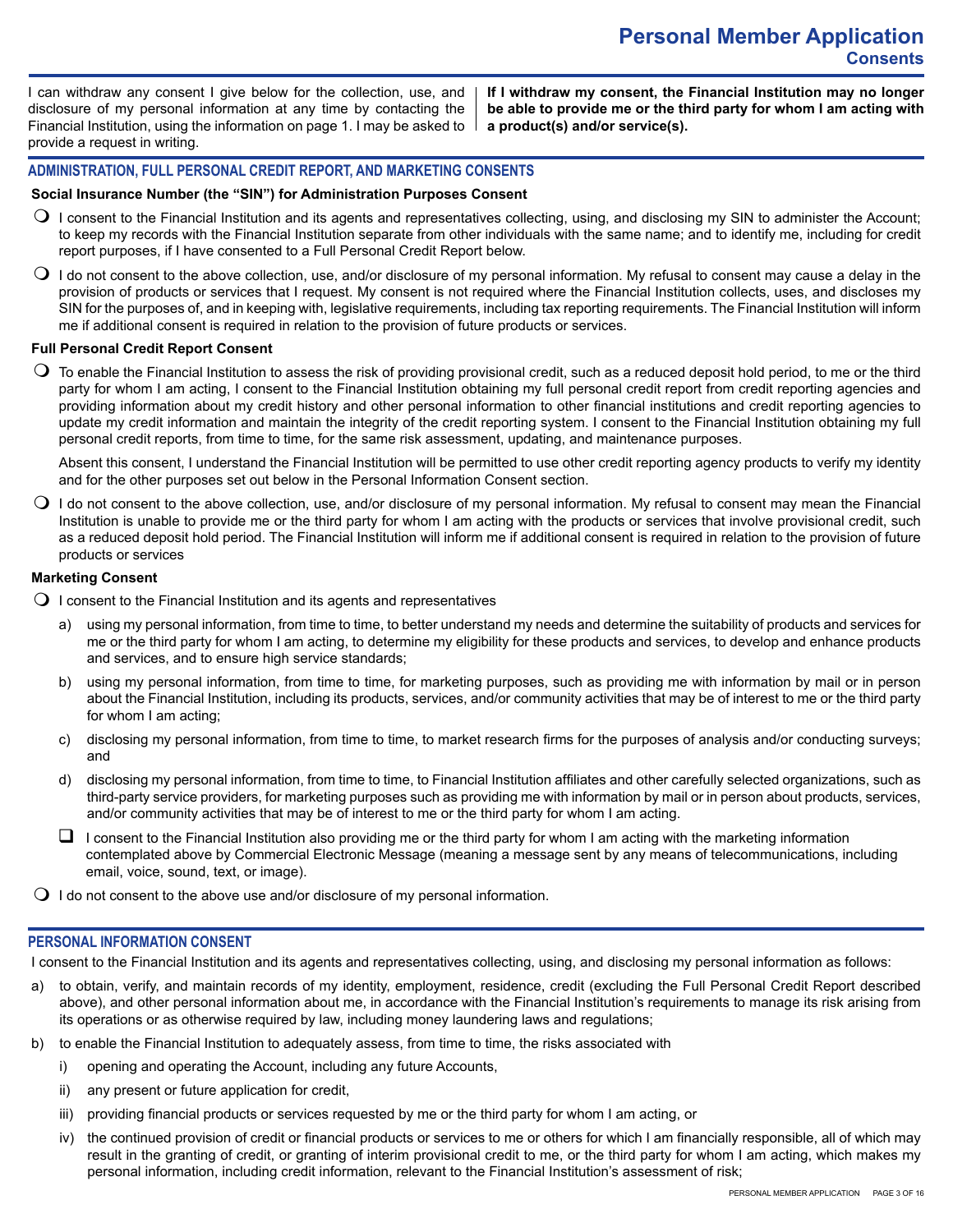# Personal Member Application

## Consents

I can withdraw any consent I give below for the collection, use, and disclosure of my personal information at any time by contacting the Financial Institution, using the information on page 1. I may be asked to provide a request in writing.

**If I withdraw my consent, the Financial Institution may no longer be able to provide me or the third party for whom I am acting with a product(s) and/or service(s).**

## ADMINISTRATION, FULL PERSONAL CREDIT REPORT, AND MARKETING CONSENTS

**Social Insurance Number (the "SIN") for Administration Purposes Consent**

- ☐ I consent to the Financial Institution and its agents and representatives collecting, using, and disclosing my SIN to administer the Account; to keep my records with the Financial Institution separate from other individuals with the same name; and to identify me, including for credit report purposes, if I have consented to a Full Personal Credit Report below.
- ☐ I do not consent to the above collection, use, and/or disclosure of my personal information. My refusal to consent may cause a delay in the provision of products or services that I request. My consent is not required where the Financial Institution collects, uses, and discloses my SIN for the purposes of, and in keeping with, legislative requirements, including tax reporting requirements. The Financial Institution will inform me if additional consent is required in relation to the provision of future products or services.

**Full Personal Credit Report Consent**

- ☐ To enable the Financial Institution to assess the risk of providing provisional credit, such as a reduced deposit hold period, to me or the third party for whom I am acting, I consent to the Financial Institution obtaining my full personal credit report from credit reporting agencies and providing information about my credit history and other personal information to other financial institutions and credit reporting agencies to update my credit information and maintain the integrity of the credit reporting system. I consent to the Financial Institution obtaining my full personal credit reports, from time to time, for the same risk assessment, updating, and maintenance purposes.

  Absent this consent, I understand the Financial Institution will be permitted to use other credit reporting agency products to verify my identity and for the other purposes set out below in the Personal Information Consent section.
- ☐ I do not consent to the above collection, use, and/or disclosure of my personal information. My refusal to consent may mean the Financial Institution is unable to provide me or the third party for whom I am acting with the products or services that involve provisional credit, such as a reduced deposit hold period. The Financial Institution will inform me if additional consent is required in relation to the provision of future products or services

**Marketing Consent**

- ☐ I consent to the Financial Institution and its agents and representatives
  - a) using my personal information, from time to time, to better understand my needs and determine the suitability of products and services for me or the third party for whom I am acting, to determine my eligibility for these products and services, to develop and enhance products and services, and to ensure high service standards;
  - b) using my personal information, from time to time, for marketing purposes, such as providing me with information by mail or in person about the Financial Institution, including its products, services, and/or community activities that may be of interest to me or the third party for whom I am acting;
  - c) disclosing my personal information, from time to time, to market research firms for the purposes of analysis and/or conducting surveys; and
  - d) disclosing my personal information, from time to time, to Financial Institution affiliates and other carefully selected organizations, such as third-party service providers, for marketing purposes such as providing me with information by mail or in person about products, services, and/or community activities that may be of interest to me or the third party for whom I am acting.

  ☐ I consent to the Financial Institution also providing me or the third party for whom I am acting with the marketing information contemplated above by Commercial Electronic Message (meaning a message sent by any means of telecommunications, including email, voice, sound, text, or image).
- ☐ I do not consent to the above use and/or disclosure of my personal information.

## PERSONAL INFORMATION CONSENT

I consent to the Financial Institution and its agents and representatives collecting, using, and disclosing my personal information as follows:

a) to obtain, verify, and maintain records of my identity, employment, residence, credit (excluding the Full Personal Credit Report described above), and other personal information about me, in accordance with the Financial Institution's requirements to manage its risk arising from its operations or as otherwise required by law, including money laundering laws and regulations;

b) to enable the Financial Institution to adequately assess, from time to time, the risks associated with

   i) opening and operating the Account, including any future Accounts,

   ii) any present or future application for credit,

   iii) providing financial products or services requested by me or the third party for whom I am acting, or

   iv) the continued provision of credit or financial products or services to me or others for which I am financially responsible, all of which may result in the granting of credit, or granting of interim provisional credit to me, or the third party for whom I am acting, which makes my personal information, including credit information, relevant to the Financial Institution's assessment of risk;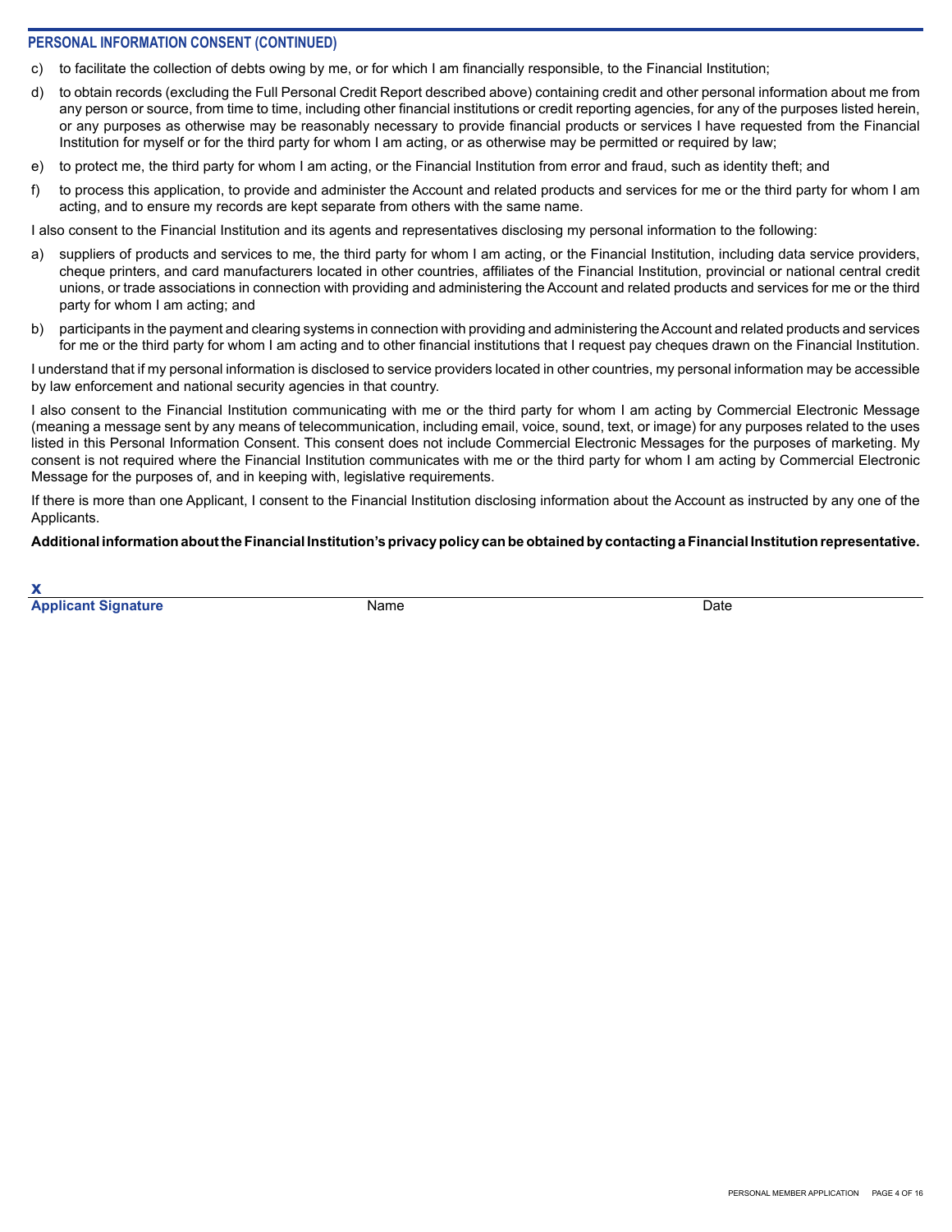## PERSONAL INFORMATION CONSENT (CONTINUED)

c) to facilitate the collection of debts owing by me, or for which I am financially responsible, to the Financial Institution;

d) to obtain records (excluding the Full Personal Credit Report described above) containing credit and other personal information about me from any person or source, from time to time, including other financial institutions or credit reporting agencies, for any of the purposes listed herein, or any purposes as otherwise may be reasonably necessary to provide financial products or services I have requested from the Financial Institution for myself or for the third party for whom I am acting, or as otherwise may be permitted or required by law;

e) to protect me, the third party for whom I am acting, or the Financial Institution from error and fraud, such as identity theft; and

f) to process this application, to provide and administer the Account and related products and services for me or the third party for whom I am acting, and to ensure my records are kept separate from others with the same name.

I also consent to the Financial Institution and its agents and representatives disclosing my personal information to the following:

a) suppliers of products and services to me, the third party for whom I am acting, or the Financial Institution, including data service providers, cheque printers, and card manufacturers located in other countries, affiliates of the Financial Institution, provincial or national central credit unions, or trade associations in connection with providing and administering the Account and related products and services for me or the third party for whom I am acting; and

b) participants in the payment and clearing systems in connection with providing and administering the Account and related products and services for me or the third party for whom I am acting and to other financial institutions that I request pay cheques drawn on the Financial Institution.

I understand that if my personal information is disclosed to service providers located in other countries, my personal information may be accessible by law enforcement and national security agencies in that country.

I also consent to the Financial Institution communicating with me or the third party for whom I am acting by Commercial Electronic Message (meaning a message sent by any means of telecommunication, including email, voice, sound, text, or image) for any purposes related to the uses listed in this Personal Information Consent. This consent does not include Commercial Electronic Messages for the purposes of marketing. My consent is not required where the Financial Institution communicates with me or the third party for whom I am acting by Commercial Electronic Message for the purposes of, and in keeping with, legislative requirements.

If there is more than one Applicant, I consent to the Financial Institution disclosing information about the Account as instructed by any one of the Applicants.

**Additional information about the Financial Institution's privacy policy can be obtained by contacting a Financial Institution representative.**

**X**

| **Applicant Signature** | Name | Date |
|---|---|---|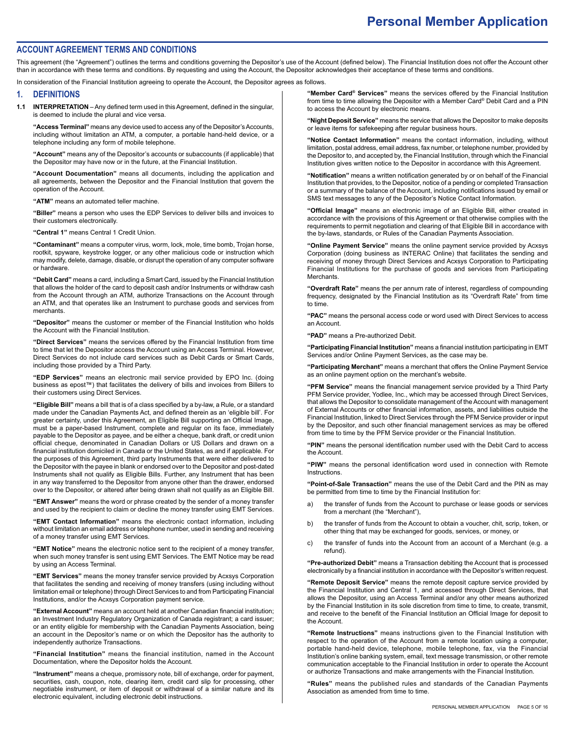# Personal Member Application

## ACCOUNT AGREEMENT TERMS AND CONDITIONS

This agreement (the "Agreement") outlines the terms and conditions governing the Depositor's use of the Account (defined below). The Financial Institution does not offer the Account other than in accordance with these terms and conditions. By requesting and using the Account, the Depositor acknowledges their acceptance of these terms and conditions.

In consideration of the Financial Institution agreeing to operate the Account, the Depositor agrees as follows.

### 1. DEFINITIONS

**1.1 INTERPRETATION** – Any defined term used in this Agreement, defined in the singular, is deemed to include the plural and vice versa.

**"Access Terminal"** means any device used to access any of the Depositor's Accounts, including without limitation an ATM, a computer, a portable hand-held device, or a telephone including any form of mobile telephone.

**"Account"** means any of the Depositor's accounts or subaccounts (if applicable) that the Depositor may have now or in the future, at the Financial Institution.

**"Account Documentation"** means all documents, including the application and all agreements, between the Depositor and the Financial Institution that govern the operation of the Account.

**"ATM"** means an automated teller machine.

**"Biller"** means a person who uses the EDP Services to deliver bills and invoices to their customers electronically.

**"Central 1"** means Central 1 Credit Union.

**"Contaminant"** means a computer virus, worm, lock, mole, time bomb, Trojan horse, rootkit, spyware, keystroke logger, or any other malicious code or instruction which may modify, delete, damage, disable, or disrupt the operation of any computer software or hardware.

**"Debit Card"** means a card, including a Smart Card, issued by the Financial Institution that allows the holder of the card to deposit cash and/or Instruments or withdraw cash from the Account through an ATM, authorize Transactions on the Account through an ATM, and that operates like an Instrument to purchase goods and services from merchants.

**"Depositor"** means the customer or member of the Financial Institution who holds the Account with the Financial Institution.

**"Direct Services"** means the services offered by the Financial Institution from time to time that let the Depositor access the Account using an Access Terminal. However, Direct Services do not include card services such as Debit Cards or Smart Cards, including those provided by a Third Party.

**"EDP Services"** means an electronic mail service provided by EPO Inc. (doing business as epost™) that facilitates the delivery of bills and invoices from Billers to their customers using Direct Services.

**"Eligible Bill"** means a bill that is of a class specified by a by-law, a Rule, or a standard made under the Canadian Payments Act, and defined therein as an 'eligible bill'. For greater certainty, under this Agreement, an Eligible Bill supporting an Official Image, must be a paper-based Instrument, complete and regular on its face, immediately payable to the Depositor as payee, and be either a cheque, bank draft, or credit union official cheque, denominated in Canadian Dollars or US Dollars and drawn on a financial institution domiciled in Canada or the United States, as and if applicable. For the purposes of this Agreement, third party Instruments that were either delivered to the Depositor with the payee in blank or endorsed over to the Depositor and post-dated Instruments shall not qualify as Eligible Bills. Further, any Instrument that has been in any way transferred to the Depositor from anyone other than the drawer, endorsed over to the Depositor, or altered after being drawn shall not qualify as an Eligible Bill.

**"EMT Answer"** means the word or phrase created by the sender of a money transfer and used by the recipient to claim or decline the money transfer using EMT Services.

**"EMT Contact Information"** means the electronic contact information, including without limitation an email address or telephone number, used in sending and receiving of a money transfer using EMT Services.

**"EMT Notice"** means the electronic notice sent to the recipient of a money transfer, when such money transfer is sent using EMT Services. The EMT Notice may be read by using an Access Terminal.

**"EMT Services"** means the money transfer service provided by Acxsys Corporation that facilitates the sending and receiving of money transfers (using including without limitation email or telephone) through Direct Services to and from Participating Financial Institutions, and/or the Acxsys Corporation payment service.

**"External Account"** means an account held at another Canadian financial institution; an Investment Industry Regulatory Organization of Canada registrant; a card issuer; or an entity eligible for membership with the Canadian Payments Association, being an account in the Depositor's name or on which the Depositor has the authority to independently authorize Transactions.

**"Financial Institution"** means the financial institution, named in the Account Documentation, where the Depositor holds the Account.

**"Instrument"** means a cheque, promissory note, bill of exchange, order for payment, securities, cash, coupon, note, clearing item, credit card slip for processing, other negotiable instrument, or item of deposit or withdrawal of a similar nature and its electronic equivalent, including electronic debit instructions.

**"Member Card® Services"** means the services offered by the Financial Institution from time to time allowing the Depositor with a Member Card® Debit Card and a PIN to access the Account by electronic means.

**"Night Deposit Service"** means the service that allows the Depositor to make deposits or leave items for safekeeping after regular business hours.

**"Notice Contact Information"** means the contact information, including, without limitation, postal address, email address, fax number, or telephone number, provided by the Depositor to, and accepted by, the Financial Institution, through which the Financial Institution gives written notice to the Depositor in accordance with this Agreement.

**"Notification"** means a written notification generated by or on behalf of the Financial Institution that provides, to the Depositor, notice of a pending or completed Transaction or a summary of the balance of the Account, including notifications issued by email or SMS text messages to any of the Depositor's Notice Contact Information.

**"Official Image"** means an electronic image of an Eligible Bill, either created in accordance with the provisions of this Agreement or that otherwise complies with the requirements to permit negotiation and clearing of that Eligible Bill in accordance with the by-laws, standards, or Rules of the Canadian Payments Association.

**"Online Payment Service"** means the online payment service provided by Acxsys Corporation (doing business as INTERAC Online) that facilitates the sending and receiving of money through Direct Services and Acxsys Corporation to Participating Financial Institutions for the purchase of goods and services from Participating Merchants.

**"Overdraft Rate"** means the per annum rate of interest, regardless of compounding frequency, designated by the Financial Institution as its "Overdraft Rate" from time to time.

**"PAC"** means the personal access code or word used with Direct Services to access an Account.

**"PAD"** means a Pre-authorized Debit.

**"Participating Financial Institution"** means a financial institution participating in EMT Services and/or Online Payment Services, as the case may be.

**"Participating Merchant"** means a merchant that offers the Online Payment Service as an online payment option on the merchant's website.

**"PFM Service"** means the financial management service provided by a Third Party PFM Service provider, Yodlee, Inc., which may be accessed through Direct Services, that allows the Depositor to consolidate management of the Account with management of External Accounts or other financial information, assets, and liabilities outside the Financial Institution, linked to Direct Services through the PFM Service provider or input by the Depositor, and such other financial management services as may be offered from time to time by the PFM Service provider or the Financial Institution.

**"PIN"** means the personal identification number used with the Debit Card to access the Account.

**"PIW"** means the personal identification word used in connection with Remote Instructions.

**"Point-of-Sale Transaction"** means the use of the Debit Card and the PIN as may be permitted from time to time by the Financial Institution for:

a) the transfer of funds from the Account to purchase or lease goods or services from a merchant (the "Merchant"),

b) the transfer of funds from the Account to obtain a voucher, chit, scrip, token, or other thing that may be exchanged for goods, services, or money, or

c) the transfer of funds into the Account from an account of a Merchant (e.g. a refund).

**"Pre-authorized Debit"** means a Transaction debiting the Account that is processed electronically by a financial institution in accordance with the Depositor's written request.

**"Remote Deposit Service"** means the remote deposit capture service provided by the Financial Institution and Central 1, and accessed through Direct Services, that allows the Depositor, using an Access Terminal and/or any other means authorized by the Financial Institution in its sole discretion from time to time, to create, transmit, and receive to the benefit of the Financial Institution an Official Image for deposit to the Account.

**"Remote Instructions"** means instructions given to the Financial Institution with respect to the operation of the Account from a remote location using a computer, portable hand-held device, telephone, mobile telephone, fax, via the Financial Institution's online banking system, email, text message transmission, or other remote communication acceptable to the Financial Institution in order to operate the Account or authorize Transactions and make arrangements with the Financial Institution.

**"Rules"** means the published rules and standards of the Canadian Payments Association as amended from time to time.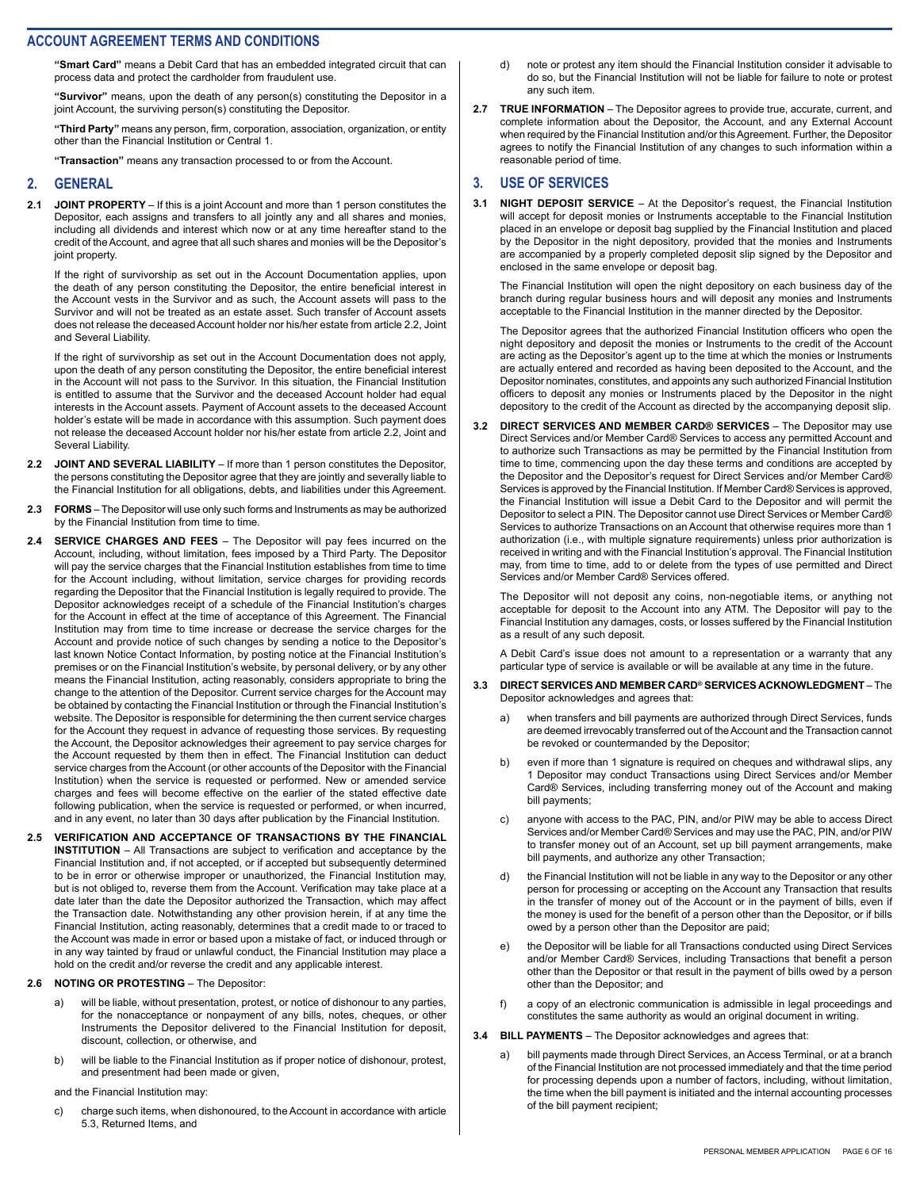## ACCOUNT AGREEMENT TERMS AND CONDITIONS

**"Smart Card"** means a Debit Card that has an embedded integrated circuit that can process data and protect the cardholder from fraudulent use.

**"Survivor"** means, upon the death of any person(s) constituting the Depositor in a joint Account, the surviving person(s) constituting the Depositor.

**"Third Party"** means any person, firm, corporation, association, organization, or entity other than the Financial Institution or Central 1.

**"Transaction"** means any transaction processed to or from the Account.

## 2. GENERAL

**2.1 JOINT PROPERTY** – If this is a joint Account and more than 1 person constitutes the Depositor, each assigns and transfers to all jointly any and all shares and monies, including all dividends and interest which now or at any time hereafter stand to the credit of the Account, and agree that all such shares and monies will be the Depositor's joint property.

If the right of survivorship as set out in the Account Documentation applies, upon the death of any person constituting the Depositor, the entire beneficial interest in the Account vests in the Survivor and as such, the Account assets will pass to the Survivor and will not be treated as an estate asset. Such transfer of Account assets does not release the deceased Account holder nor his/her estate from article 2.2, Joint and Several Liability.

If the right of survivorship as set out in the Account Documentation does not apply, upon the death of any person constituting the Depositor, the entire beneficial interest in the Account will not pass to the Survivor. In this situation, the Financial Institution is entitled to assume that the Survivor and the deceased Account holder had equal interests in the Account assets. Payment of Account assets to the deceased Account holder's estate will be made in accordance with this assumption. Such payment does not release the deceased Account holder nor his/her estate from article 2.2, Joint and Several Liability.

**2.2 JOINT AND SEVERAL LIABILITY** – If more than 1 person constitutes the Depositor, the persons constituting the Depositor agree that they are jointly and severally liable to the Financial Institution for all obligations, debts, and liabilities under this Agreement.

**2.3 FORMS** – The Depositor will use only such forms and Instruments as may be authorized by the Financial Institution from time to time.

**2.4 SERVICE CHARGES AND FEES** – The Depositor will pay fees incurred on the Account, including, without limitation, fees imposed by a Third Party. The Depositor will pay the service charges that the Financial Institution establishes from time to time for the Account including, without limitation, service charges for providing records regarding the Depositor that the Financial Institution is legally required to provide. The Depositor acknowledges receipt of a schedule of the Financial Institution's charges for the Account in effect at the time of acceptance of this Agreement. The Financial Institution may from time to time increase or decrease the service charges for the Account and provide notice of such changes by sending a notice to the Depositor's last known Notice Contact Information, by posting notice at the Financial Institution's premises or on the Financial Institution's website, by personal delivery, or by any other means the Financial Institution, acting reasonably, considers appropriate to bring the change to the attention of the Depositor. Current service charges for the Account may be obtained by contacting the Financial Institution or through the Financial Institution's website. The Depositor is responsible for determining the then current service charges for the Account they request in advance of requesting those services. By requesting the Account, the Depositor acknowledges their agreement to pay service charges for the Account requested by them then in effect. The Financial Institution can deduct service charges from the Account (or other accounts of the Depositor with the Financial Institution) when the service is requested or performed. New or amended service charges and fees will become effective on the earlier of the stated effective date following publication, when the service is requested or performed, or when incurred, and in any event, no later than 30 days after publication by the Financial Institution.

**2.5 VERIFICATION AND ACCEPTANCE OF TRANSACTIONS BY THE FINANCIAL INSTITUTION** – All Transactions are subject to verification and acceptance by the Financial Institution and, if not accepted, or if accepted but subsequently determined to be in error or otherwise improper or unauthorized, the Financial Institution may, but is not obliged to, reverse them from the Account. Verification may take place at a date later than the date the Depositor authorized the Transaction, which may affect the Transaction date. Notwithstanding any other provision herein, if at any time the Financial Institution, acting reasonably, determines that a credit made to or traced to the Account was made in error or based upon a mistake of fact, or induced through or in any way tainted by fraud or unlawful conduct, the Financial Institution may place a hold on the credit and/or reverse the credit and any applicable interest.

**2.6 NOTING OR PROTESTING** – The Depositor:

a) will be liable, without presentation, protest, or notice of dishonour to any parties, for the nonacceptance or nonpayment of any bills, notes, cheques, or other Instruments the Depositor delivered to the Financial Institution for deposit, discount, collection, or otherwise, and

b) will be liable to the Financial Institution as if proper notice of dishonour, protest, and presentment had been made or given,

and the Financial Institution may:

c) charge such items, when dishonoured, to the Account in accordance with article 5.3, Returned Items, and

d) note or protest any item should the Financial Institution consider it advisable to do so, but the Financial Institution will not be liable for failure to note or protest any such item.

**2.7 TRUE INFORMATION** – The Depositor agrees to provide true, accurate, current, and complete information about the Depositor, the Account, and any External Account when required by the Financial Institution and/or this Agreement. Further, the Depositor agrees to notify the Financial Institution of any changes to such information within a reasonable period of time.

## 3. USE OF SERVICES

**3.1 NIGHT DEPOSIT SERVICE** – At the Depositor's request, the Financial Institution will accept for deposit monies or Instruments acceptable to the Financial Institution placed in an envelope or deposit bag supplied by the Financial Institution and placed by the Depositor in the night depository, provided that the monies and Instruments are accompanied by a properly completed deposit slip signed by the Depositor and enclosed in the same envelope or deposit bag.

The Financial Institution will open the night depository on each business day of the branch during regular business hours and will deposit any monies and Instruments acceptable to the Financial Institution in the manner directed by the Depositor.

The Depositor agrees that the authorized Financial Institution officers who open the night depository and deposit the monies or Instruments to the credit of the Account are acting as the Depositor's agent up to the time at which the monies or Instruments are actually entered and recorded as having been deposited to the Account, and the Depositor nominates, constitutes, and appoints any such authorized Financial Institution officers to deposit any monies or Instruments placed by the Depositor in the night depository to the credit of the Account as directed by the accompanying deposit slip.

**3.2 DIRECT SERVICES AND MEMBER CARD® SERVICES** – The Depositor may use Direct Services and/or Member Card® Services to access any permitted Account and to authorize such Transactions as may be permitted by the Financial Institution from time to time, commencing upon the day these terms and conditions are accepted by the Depositor and the Depositor's request for Direct Services and/or Member Card® Services is approved by the Financial Institution. If Member Card® Services is approved, the Financial Institution will issue a Debit Card to the Depositor and will permit the Depositor to select a PIN. The Depositor cannot use Direct Services or Member Card® Services to authorize Transactions on an Account that otherwise requires more than 1 authorization (i.e., with multiple signature requirements) unless prior authorization is received in writing and with the Financial Institution's approval. The Financial Institution may, from time to time, add to or delete from the types of use permitted and Direct Services and/or Member Card® Services offered.

The Depositor will not deposit any coins, non-negotiable items, or anything not acceptable for deposit to the Account into any ATM. The Depositor will pay to the Financial Institution any damages, costs, or losses suffered by the Financial Institution as a result of any such deposit.

A Debit Card's issue does not amount to a representation or a warranty that any particular type of service is available or will be available at any time in the future.

**3.3 DIRECT SERVICES AND MEMBER CARD® SERVICES ACKNOWLEDGMENT** – The Depositor acknowledges and agrees that:

a) when transfers and bill payments are authorized through Direct Services, funds are deemed irrevocably transferred out of the Account and the Transaction cannot be revoked or countermanded by the Depositor;

b) even if more than 1 signature is required on cheques and withdrawal slips, any 1 Depositor may conduct Transactions using Direct Services and/or Member Card® Services, including transferring money out of the Account and making bill payments;

c) anyone with access to the PAC, PIN, and/or PIW may be able to access Direct Services and/or Member Card® Services and may use the PAC, PIN, and/or PIW to transfer money out of an Account, set up bill payment arrangements, make bill payments, and authorize any other Transaction;

d) the Financial Institution will not be liable in any way to the Depositor or any other person for processing or accepting on the Account any Transaction that results in the transfer of money out of the Account or in the payment of bills, even if the money is used for the benefit of a person other than the Depositor, or if bills owed by a person other than the Depositor are paid;

e) the Depositor will be liable for all Transactions conducted using Direct Services and/or Member Card® Services, including Transactions that benefit a person other than the Depositor or that result in the payment of bills owed by a person other than the Depositor; and

f) a copy of an electronic communication is admissible in legal proceedings and constitutes the same authority as would an original document in writing.

**3.4 BILL PAYMENTS** – The Depositor acknowledges and agrees that:

a) bill payments made through Direct Services, an Access Terminal, or at a branch of the Financial Institution are not processed immediately and that the time period for processing depends upon a number of factors, including, without limitation, the time when the bill payment is initiated and the internal accounting processes of the bill payment recipient;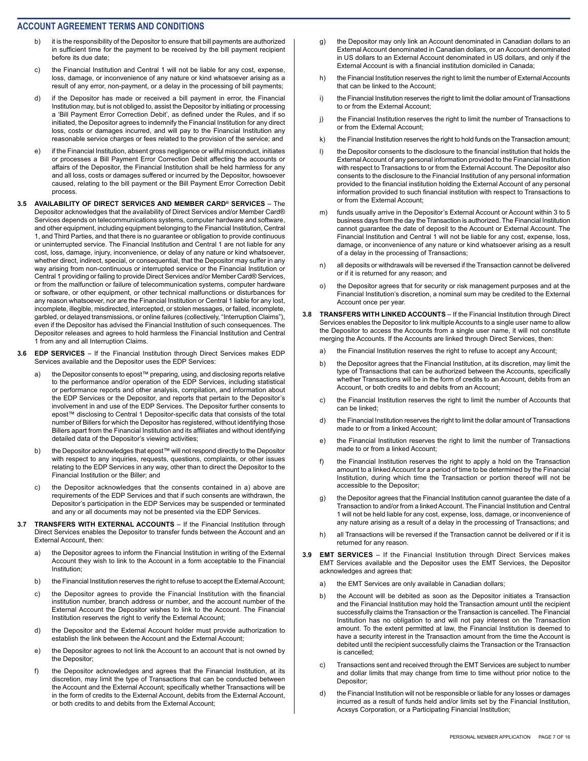## ACCOUNT AGREEMENT TERMS AND CONDITIONS

b) it is the responsibility of the Depositor to ensure that bill payments are authorized in sufficient time for the payment to be received by the bill payment recipient before its due date;

c) the Financial Institution and Central 1 will not be liable for any cost, expense, loss, damage, or inconvenience of any nature or kind whatsoever arising as a result of any error, non-payment, or a delay in the processing of bill payments;

d) if the Depositor has made or received a bill payment in error, the Financial Institution may, but is not obliged to, assist the Depositor by initiating or processing a 'Bill Payment Error Correction Debit', as defined under the Rules, and if so initiated, the Depositor agrees to indemnify the Financial Institution for any direct loss, costs or damages incurred, and will pay to the Financial Institution any reasonable service charges or fees related to the provision of the service; and

e) if the Financial Institution, absent gross negligence or wilful misconduct, initiates or processes a Bill Payment Error Correction Debit affecting the accounts or affairs of the Depositor, the Financial Institution shall be held harmless for any and all loss, costs or damages suffered or incurred by the Depositor, howsoever caused, relating to the bill payment or the Bill Payment Error Correction Debit process.

**3.5 AVAILABILITY OF DIRECT SERVICES AND MEMBER CARD® SERVICES** – The Depositor acknowledges that the availability of Direct Services and/or Member Card® Services depends on telecommunications systems, computer hardware and software, and other equipment, including equipment belonging to the Financial Institution, Central 1, and Third Parties, and that there is no guarantee or obligation to provide continuous or uninterrupted service. The Financial Institution and Central 1 are not liable for any cost, loss, damage, injury, inconvenience, or delay of any nature or kind whatsoever, whether direct, indirect, special, or consequential, that the Depositor may suffer in any way arising from non-continuous or interrupted service or the Financial Institution or Central 1 providing or failing to provide Direct Services and/or Member Card® Services, or from the malfunction or failure of telecommunication systems, computer hardware or software, or other equipment, or other technical malfunctions or disturbances for any reason whatsoever, nor are the Financial Institution or Central 1 liable for any lost, incomplete, illegible, misdirected, intercepted, or stolen messages, or failed, incomplete, garbled, or delayed transmissions, or online failures (collectively, "Interruption Claims"), even if the Depositor has advised the Financial Institution of such consequences. The Depositor releases and agrees to hold harmless the Financial Institution and Central 1 from any and all Interruption Claims.

**3.6 EDP SERVICES** – If the Financial Institution through Direct Services makes EDP Services available and the Depositor uses the EDP Services:

a) the Depositor consents to epost™ preparing, using, and disclosing reports relative to the performance and/or operation of the EDP Services, including statistical or performance reports and other analysis, compilation, and information about the EDP Services or the Depositor, and reports that pertain to the Depositor's involvement in and use of the EDP Services. The Depositor further consents to epost™ disclosing to Central 1 Depositor-specific data that consists of the total number of Billers for which the Depositor has registered, without identifying those Billers apart from the Financial Institution and its affiliates and without identifying detailed data of the Depositor's viewing activities;

b) the Depositor acknowledges that epost™ will not respond directly to the Depositor with respect to any inquiries, requests, questions, complaints, or other issues relating to the EDP Services in any way, other than to direct the Depositor to the Financial Institution or the Biller; and

c) the Depositor acknowledges that the consents contained in a) above are requirements of the EDP Services and that if such consents are withdrawn, the Depositor's participation in the EDP Services may be suspended or terminated and any or all documents may not be presented via the EDP Services.

**3.7 TRANSFERS WITH EXTERNAL ACCOUNTS** – If the Financial Institution through Direct Services enables the Depositor to transfer funds between the Account and an External Account, then:

a) the Depositor agrees to inform the Financial Institution in writing of the External Account they wish to link to the Account in a form acceptable to the Financial Institution;

b) the Financial Institution reserves the right to refuse to accept the External Account;

c) the Depositor agrees to provide the Financial Institution with the financial institution number, branch address or number, and the account number of the External Account the Depositor wishes to link to the Account. The Financial Institution reserves the right to verify the External Account;

d) the Depositor and the External Account holder must provide authorization to establish the link between the Account and the External Account;

e) the Depositor agrees to not link the Account to an account that is not owned by the Depositor;

f) the Depositor acknowledges and agrees that the Financial Institution, at its discretion, may limit the type of Transactions that can be conducted between the Account and the External Account; specifically whether Transactions will be in the form of credits to the External Account, debits from the External Account, or both credits to and debits from the External Account;

g) the Depositor may only link an Account denominated in Canadian dollars to an External Account denominated in Canadian dollars, or an Account denominated in US dollars to an External Account denominated in US dollars, and only if the External Account is with a financial institution domiciled in Canada;

h) the Financial Institution reserves the right to limit the number of External Accounts that can be linked to the Account;

i) the Financial Institution reserves the right to limit the dollar amount of Transactions to or from the External Account;

j) the Financial Institution reserves the right to limit the number of Transactions to or from the External Account;

k) the Financial Institution reserves the right to hold funds on the Transaction amount;

l) the Depositor consents to the disclosure to the financial institution that holds the External Account of any personal information provided to the Financial Institution with respect to Transactions to or from the External Account. The Depositor also consents to the disclosure to the Financial Institution of any personal information provided to the financial institution holding the External Account of any personal information provided to such financial institution with respect to Transactions to or from the External Account;

m) funds usually arrive in the Depositor's External Account or Account within 3 to 5 business days from the day the Transaction is authorized. The Financial Institution cannot guarantee the date of deposit to the Account or External Account. The Financial Institution and Central 1 will not be liable for any cost, expense, loss, damage, or inconvenience of any nature or kind whatsoever arising as a result of a delay in the processing of Transactions;

n) all deposits or withdrawals will be reversed if the Transaction cannot be delivered or if it is returned for any reason; and

o) the Depositor agrees that for security or risk management purposes and at the Financial Institution's discretion, a nominal sum may be credited to the External Account once per year.

**3.8 TRANSFERS WITH LINKED ACCOUNTS** – If the Financial Institution through Direct Services enables the Depositor to link multiple Accounts to a single user name to allow the Depositor to access the Accounts from a single user name, it will not constitute merging the Accounts. If the Accounts are linked through Direct Services, then:

a) the Financial Institution reserves the right to refuse to accept any Account;

b) the Depositor agrees that the Financial Institution, at its discretion, may limit the type of Transactions that can be authorized between the Accounts, specifically whether Transactions will be in the form of credits to an Account, debits from an Account, or both credits to and debits from an Account;

c) the Financial Institution reserves the right to limit the number of Accounts that can be linked;

d) the Financial Institution reserves the right to limit the dollar amount of Transactions made to or from a linked Account;

e) the Financial Institution reserves the right to limit the number of Transactions made to or from a linked Account;

f) the Financial Institution reserves the right to apply a hold on the Transaction amount to a linked Account for a period of time to be determined by the Financial Institution, during which time the Transaction or portion thereof will not be accessible to the Depositor;

g) the Depositor agrees that the Financial Institution cannot guarantee the date of a Transaction to and/or from a linked Account. The Financial Institution and Central 1 will not be held liable for any cost, expense, loss, damage, or inconvenience of any nature arising as a result of a delay in the processing of Transactions; and

h) all Transactions will be reversed if the Transaction cannot be delivered or if it is returned for any reason.

**3.9 EMT SERVICES** – If the Financial Institution through Direct Services makes EMT Services available and the Depositor uses the EMT Services, the Depositor acknowledges and agrees that:

a) the EMT Services are only available in Canadian dollars;

b) the Account will be debited as soon as the Depositor initiates a Transaction and the Financial Institution may hold the Transaction amount until the recipient successfully claims the Transaction or the Transaction is cancelled. The Financial Institution has no obligation to and will not pay interest on the Transaction amount. To the extent permitted at law, the Financial Institution is deemed to have a security interest in the Transaction amount from the time the Account is debited until the recipient successfully claims the Transaction or the Transaction is cancelled;

c) Transactions sent and received through the EMT Services are subject to number and dollar limits that may change from time to time without prior notice to the Depositor;

d) the Financial Institution will not be responsible or liable for any losses or damages incurred as a result of funds held and/or limits set by the Financial Institution, Acxsys Corporation, or a Participating Financial Institution;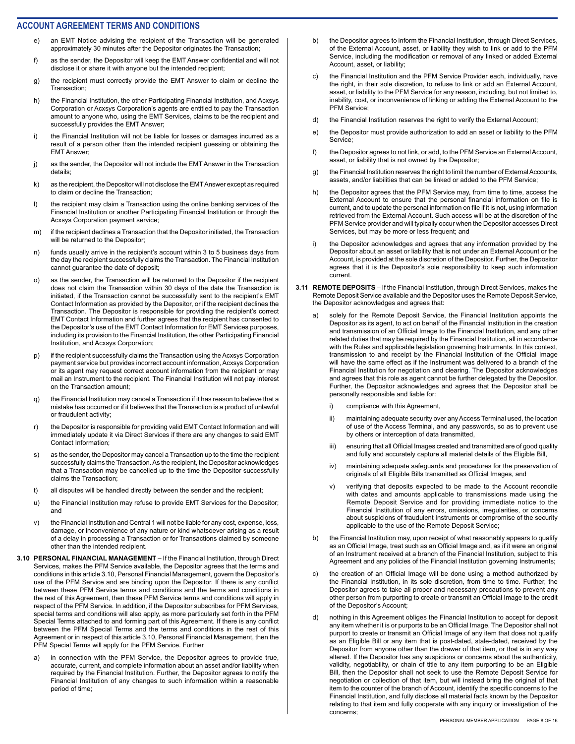## ACCOUNT AGREEMENT TERMS AND CONDITIONS

e) an EMT Notice advising the recipient of the Transaction will be generated approximately 30 minutes after the Depositor originates the Transaction;

f) as the sender, the Depositor will keep the EMT Answer confidential and will not disclose it or share it with anyone but the intended recipient;

g) the recipient must correctly provide the EMT Answer to claim or decline the Transaction;

h) the Financial Institution, the other Participating Financial Institution, and Acxsys Corporation or Acxsys Corporation's agents are entitled to pay the Transaction amount to anyone who, using the EMT Services, claims to be the recipient and successfully provides the EMT Answer;

i) the Financial Institution will not be liable for losses or damages incurred as a result of a person other than the intended recipient guessing or obtaining the EMT Answer;

j) as the sender, the Depositor will not include the EMT Answer in the Transaction details;

k) as the recipient, the Depositor will not disclose the EMT Answer except as required to claim or decline the Transaction;

l) the recipient may claim a Transaction using the online banking services of the Financial Institution or another Participating Financial Institution or through the Acxsys Corporation payment service;

m) if the recipient declines a Transaction that the Depositor initiated, the Transaction will be returned to the Depositor;

n) funds usually arrive in the recipient's account within 3 to 5 business days from the day the recipient successfully claims the Transaction. The Financial Institution cannot guarantee the date of deposit;

o) as the sender, the Transaction will be returned to the Depositor if the recipient does not claim the Transaction within 30 days of the date the Transaction is initiated, if the Transaction cannot be successfully sent to the recipient's EMT Contact Information as provided by the Depositor, or if the recipient declines the Transaction. The Depositor is responsible for providing the recipient's correct EMT Contact Information and further agrees that the recipient has consented to the Depositor's use of the EMT Contact Information for EMT Services purposes, including its provision to the Financial Institution, the other Participating Financial Institution, and Acxsys Corporation;

p) if the recipient successfully claims the Transaction using the Acxsys Corporation payment service but provides incorrect account information, Acxsys Corporation or its agent may request correct account information from the recipient or may mail an Instrument to the recipient. The Financial Institution will not pay interest on the Transaction amount;

q) the Financial Institution may cancel a Transaction if it has reason to believe that a mistake has occurred or if it believes that the Transaction is a product of unlawful or fraudulent activity;

r) the Depositor is responsible for providing valid EMT Contact Information and will immediately update it via Direct Services if there are any changes to said EMT Contact Information;

s) as the sender, the Depositor may cancel a Transaction up to the time the recipient successfully claims the Transaction. As the recipient, the Depositor acknowledges that a Transaction may be cancelled up to the time the Depositor successfully claims the Transaction;

t) all disputes will be handled directly between the sender and the recipient;

u) the Financial Institution may refuse to provide EMT Services for the Depositor; and

v) the Financial Institution and Central 1 will not be liable for any cost, expense, loss, damage, or inconvenience of any nature or kind whatsoever arising as a result of a delay in processing a Transaction or for Transactions claimed by someone other than the intended recipient.

**3.10 PERSONAL FINANCIAL MANAGEMENT** – If the Financial Institution, through Direct Services, makes the PFM Service available, the Depositor agrees that the terms and conditions in this article 3.10, Personal Financial Management, govern the Depositor's use of the PFM Service and are binding upon the Depositor. If there is any conflict between these PFM Service terms and conditions and the terms and conditions in the rest of this Agreement, then these PFM Service terms and conditions will apply in respect of the PFM Service. In addition, if the Depositor subscribes for PFM Services, special terms and conditions will also apply, as more particularly set forth in the PFM Special Terms attached to and forming part of this Agreement. If there is any conflict between the PFM Special Terms and the terms and conditions in the rest of this Agreement or in respect of this article 3.10, Personal Financial Management, then the PFM Special Terms will apply for the PFM Service. Further

a) in connection with the PFM Service, the Depositor agrees to provide true, accurate, current, and complete information about an asset and/or liability when required by the Financial Institution. Further, the Depositor agrees to notify the Financial Institution of any changes to such information within a reasonable period of time;

b) the Depositor agrees to inform the Financial Institution, through Direct Services, of the External Account, asset, or liability they wish to link or add to the PFM Service, including the modification or removal of any linked or added External Account, asset, or liability;

c) the Financial Institution and the PFM Service Provider each, individually, have the right, in their sole discretion, to refuse to link or add an External Account, asset, or liability to the PFM Service for any reason, including, but not limited to, inability, cost, or inconvenience of linking or adding the External Account to the PFM Service;

d) the Financial Institution reserves the right to verify the External Account;

e) the Depositor must provide authorization to add an asset or liability to the PFM Service;

f) the Depositor agrees to not link, or add, to the PFM Service an External Account, asset, or liability that is not owned by the Depositor;

g) the Financial Institution reserves the right to limit the number of External Accounts, assets, and/or liabilities that can be linked or added to the PFM Service;

h) the Depositor agrees that the PFM Service may, from time to time, access the External Account to ensure that the personal financial information on file is current, and to update the personal information on file if it is not, using information retrieved from the External Account. Such access will be at the discretion of the PFM Service provider and will typically occur when the Depositor accesses Direct Services, but may be more or less frequent; and

i) the Depositor acknowledges and agrees that any information provided by the Depositor about an asset or liability that is not under an External Account or the Account, is provided at the sole discretion of the Depositor. Further, the Depositor agrees that it is the Depositor's sole responsibility to keep such information current.

**3.11 REMOTE DEPOSITS** – If the Financial Institution, through Direct Services, makes the Remote Deposit Service available and the Depositor uses the Remote Deposit Service, the Depositor acknowledges and agrees that:

a) solely for the Remote Deposit Service, the Financial Institution appoints the Depositor as its agent, to act on behalf of the Financial Institution in the creation and transmission of an Official Image to the Financial Institution, and any other related duties that may be required by the Financial Institution, all in accordance with the Rules and applicable legislation governing Instruments. In this context, transmission to and receipt by the Financial Institution of the Official Image will have the same effect as if the Instrument was delivered to a branch of the Financial Institution for negotiation and clearing. The Depositor acknowledges and agrees that this role as agent cannot be further delegated by the Depositor. Further, the Depositor acknowledges and agrees that the Depositor shall be personally responsible and liable for:

   i) compliance with this Agreement,

   ii) maintaining adequate security over any Access Terminal used, the location of use of the Access Terminal, and any passwords, so as to prevent use by others or interception of data transmitted,

   iii) ensuring that all Official Images created and transmitted are of good quality and fully and accurately capture all material details of the Eligible Bill,

   iv) maintaining adequate safeguards and procedures for the preservation of originals of all Eligible Bills transmitted as Official Images, and

   v) verifying that deposits expected to be made to the Account reconcile with dates and amounts applicable to transmissions made using the Remote Deposit Service and for providing immediate notice to the Financial Institution of any errors, omissions, irregularities, or concerns about suspicions of fraudulent Instruments or compromise of the security applicable to the use of the Remote Deposit Service;

b) the Financial Institution may, upon receipt of what reasonably appears to qualify as an Official Image, treat such as an Official Image and, as if it were an original of an Instrument received at a branch of the Financial Institution, subject to this Agreement and any policies of the Financial Institution governing Instruments;

c) the creation of an Official Image will be done using a method authorized by the Financial Institution, in its sole discretion, from time to time. Further, the Depositor agrees to take all proper and necessary precautions to prevent any other person from purporting to create or transmit an Official Image to the credit of the Depositor's Account;

d) nothing in this Agreement obliges the Financial Institution to accept for deposit any item whether it is or purports to be an Official Image. The Depositor shall not purport to create or transmit an Official Image of any item that does not qualify as an Eligible Bill or any item that is post-dated, stale-dated, received by the Depositor from anyone other than the drawer of that item, or that is in any way altered. If the Depositor has any suspicions or concerns about the authenticity, validity, negotiability, or chain of title to any item purporting to be an Eligible Bill, then the Depositor shall not seek to use the Remote Deposit Service for negotiation or collection of that item, but will instead bring the original of that item to the counter of the branch of Account, identify the specific concerns to the Financial Institution, and fully disclose all material facts known by the Depositor relating to that item and fully cooperate with any inquiry or investigation of the concerns;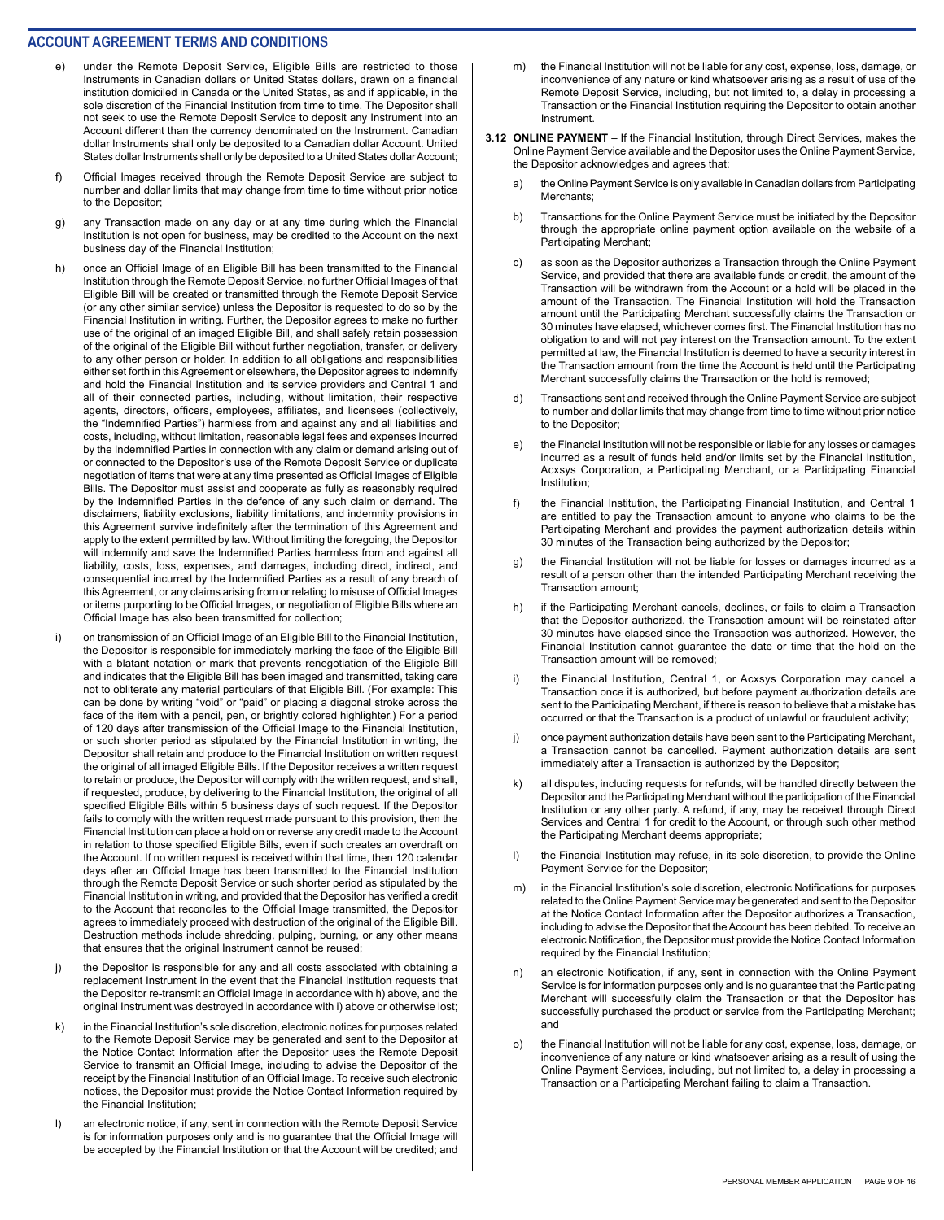## ACCOUNT AGREEMENT TERMS AND CONDITIONS

e) under the Remote Deposit Service, Eligible Bills are restricted to those Instruments in Canadian dollars or United States dollars, drawn on a financial institution domiciled in Canada or the United States, as and if applicable, in the sole discretion of the Financial Institution from time to time. The Depositor shall not seek to use the Remote Deposit Service to deposit any Instrument into an Account different than the currency denominated on the Instrument. Canadian dollar Instruments shall only be deposited to a Canadian dollar Account. United States dollar Instruments shall only be deposited to a United States dollar Account;

f) Official Images received through the Remote Deposit Service are subject to number and dollar limits that may change from time to time without prior notice to the Depositor;

g) any Transaction made on any day or at any time during which the Financial Institution is not open for business, may be credited to the Account on the next business day of the Financial Institution;

h) once an Official Image of an Eligible Bill has been transmitted to the Financial Institution through the Remote Deposit Service, no further Official Images of that Eligible Bill will be created or transmitted through the Remote Deposit Service (or any other similar service) unless the Depositor is requested to do so by the Financial Institution in writing. Further, the Depositor agrees to make no further use of the original of an imaged Eligible Bill, and shall safely retain possession of the original of the Eligible Bill without further negotiation, transfer, or delivery to any other person or holder. In addition to all obligations and responsibilities either set forth in this Agreement or elsewhere, the Depositor agrees to indemnify and hold the Financial Institution and its service providers and Central 1 and all of their connected parties, including, without limitation, their respective agents, directors, officers, employees, affiliates, and licensees (collectively, the "Indemnified Parties") harmless from and against any and all liabilities and costs, including, without limitation, reasonable legal fees and expenses incurred by the Indemnified Parties in connection with any claim or demand arising out of or connected to the Depositor's use of the Remote Deposit Service or duplicate negotiation of items that were at any time presented as Official Images of Eligible Bills. The Depositor must assist and cooperate as fully as reasonably required by the Indemnified Parties in the defence of any such claim or demand. The disclaimers, liability exclusions, liability limitations, and indemnity provisions in this Agreement survive indefinitely after the termination of this Agreement and apply to the extent permitted by law. Without limiting the foregoing, the Depositor will indemnify and save the Indemnified Parties harmless from and against all liability, costs, loss, expenses, and damages, including direct, indirect, and consequential incurred by the Indemnified Parties as a result of any breach of this Agreement, or any claims arising from or relating to misuse of Official Images or items purporting to be Official Images, or negotiation of Eligible Bills where an Official Image has also been transmitted for collection;

i) on transmission of an Official Image of an Eligible Bill to the Financial Institution, the Depositor is responsible for immediately marking the face of the Eligible Bill with a blatant notation or mark that prevents renegotiation of the Eligible Bill and indicates that the Eligible Bill has been imaged and transmitted, taking care not to obliterate any material particulars of that Eligible Bill. (For example: This can be done by writing "void" or "paid" or placing a diagonal stroke across the face of the item with a pencil, pen, or brightly colored highlighter.) For a period of 120 days after transmission of the Official Image to the Financial Institution, or such shorter period as stipulated by the Financial Institution in writing, the Depositor shall retain and produce to the Financial Institution on written request the original of all imaged Eligible Bills. If the Depositor receives a written request to retain or produce, the Depositor will comply with the written request, and shall, if requested, produce, by delivering to the Financial Institution, the original of all specified Eligible Bills within 5 business days of such request. If the Depositor fails to comply with the written request made pursuant to this provision, then the Financial Institution can place a hold on or reverse any credit made to the Account in relation to those specified Eligible Bills, even if such creates an overdraft on the Account. If no written request is received within that time, then 120 calendar days after an Official Image has been transmitted to the Financial Institution through the Remote Deposit Service or such shorter period as stipulated by the Financial Institution in writing, and provided that the Depositor has verified a credit to the Account that reconciles to the Official Image transmitted, the Depositor agrees to immediately proceed with destruction of the original of the Eligible Bill. Destruction methods include shredding, pulping, burning, or any other means that ensures that the original Instrument cannot be reused;

j) the Depositor is responsible for any and all costs associated with obtaining a replacement Instrument in the event that the Financial Institution requests that the Depositor re-transmit an Official Image in accordance with h) above, and the original Instrument was destroyed in accordance with i) above or otherwise lost;

k) in the Financial Institution's sole discretion, electronic notices for purposes related to the Remote Deposit Service may be generated and sent to the Depositor at the Notice Contact Information after the Depositor uses the Remote Deposit Service to transmit an Official Image, including to advise the Depositor of the receipt by the Financial Institution of an Official Image. To receive such electronic notices, the Depositor must provide the Notice Contact Information required by the Financial Institution;

l) an electronic notice, if any, sent in connection with the Remote Deposit Service is for information purposes only and is no guarantee that the Official Image will be accepted by the Financial Institution or that the Account will be credited; and

m) the Financial Institution will not be liable for any cost, expense, loss, damage, or inconvenience of any nature or kind whatsoever arising as a result of use of the Remote Deposit Service, including, but not limited to, a delay in processing a Transaction or the Financial Institution requiring the Depositor to obtain another Instrument.

**3.12 ONLINE PAYMENT** – If the Financial Institution, through Direct Services, makes the Online Payment Service available and the Depositor uses the Online Payment Service, the Depositor acknowledges and agrees that:

a) the Online Payment Service is only available in Canadian dollars from Participating Merchants;

b) Transactions for the Online Payment Service must be initiated by the Depositor through the appropriate online payment option available on the website of a Participating Merchant;

c) as soon as the Depositor authorizes a Transaction through the Online Payment Service, and provided that there are available funds or credit, the amount of the Transaction will be withdrawn from the Account or a hold will be placed in the amount of the Transaction. The Financial Institution will hold the Transaction amount until the Participating Merchant successfully claims the Transaction or 30 minutes have elapsed, whichever comes first. The Financial Institution has no obligation to and will not pay interest on the Transaction amount. To the extent permitted at law, the Financial Institution is deemed to have a security interest in the Transaction amount from the time the Account is held until the Participating Merchant successfully claims the Transaction or the hold is removed;

d) Transactions sent and received through the Online Payment Service are subject to number and dollar limits that may change from time to time without prior notice to the Depositor;

e) the Financial Institution will not be responsible or liable for any losses or damages incurred as a result of funds held and/or limits set by the Financial Institution, Acxsys Corporation, a Participating Merchant, or a Participating Financial Institution;

f) the Financial Institution, the Participating Financial Institution, and Central 1 are entitled to pay the Transaction amount to anyone who claims to be the Participating Merchant and provides the payment authorization details within 30 minutes of the Transaction being authorized by the Depositor;

g) the Financial Institution will not be liable for losses or damages incurred as a result of a person other than the intended Participating Merchant receiving the Transaction amount;

h) if the Participating Merchant cancels, declines, or fails to claim a Transaction that the Depositor authorized, the Transaction amount will be reinstated after 30 minutes have elapsed since the Transaction was authorized. However, the Financial Institution cannot guarantee the date or time that the hold on the Transaction amount will be removed;

i) the Financial Institution, Central 1, or Acxsys Corporation may cancel a Transaction once it is authorized, but before payment authorization details are sent to the Participating Merchant, if there is reason to believe that a mistake has occurred or that the Transaction is a product of unlawful or fraudulent activity;

j) once payment authorization details have been sent to the Participating Merchant, a Transaction cannot be cancelled. Payment authorization details are sent immediately after a Transaction is authorized by the Depositor;

k) all disputes, including requests for refunds, will be handled directly between the Depositor and the Participating Merchant without the participation of the Financial Institution or any other party. A refund, if any, may be received through Direct Services and Central 1 for credit to the Account, or through such other method the Participating Merchant deems appropriate;

l) the Financial Institution may refuse, in its sole discretion, to provide the Online Payment Service for the Depositor;

m) in the Financial Institution's sole discretion, electronic Notifications for purposes related to the Online Payment Service may be generated and sent to the Depositor at the Notice Contact Information after the Depositor authorizes a Transaction, including to advise the Depositor that the Account has been debited. To receive an electronic Notification, the Depositor must provide the Notice Contact Information required by the Financial Institution;

n) an electronic Notification, if any, sent in connection with the Online Payment Service is for information purposes only and is no guarantee that the Participating Merchant will successfully claim the Transaction or that the Depositor has successfully purchased the product or service from the Participating Merchant; and

o) the Financial Institution will not be liable for any cost, expense, loss, damage, or inconvenience of any nature or kind whatsoever arising as a result of using the Online Payment Services, including, but not limited to, a delay in processing a Transaction or a Participating Merchant failing to claim a Transaction.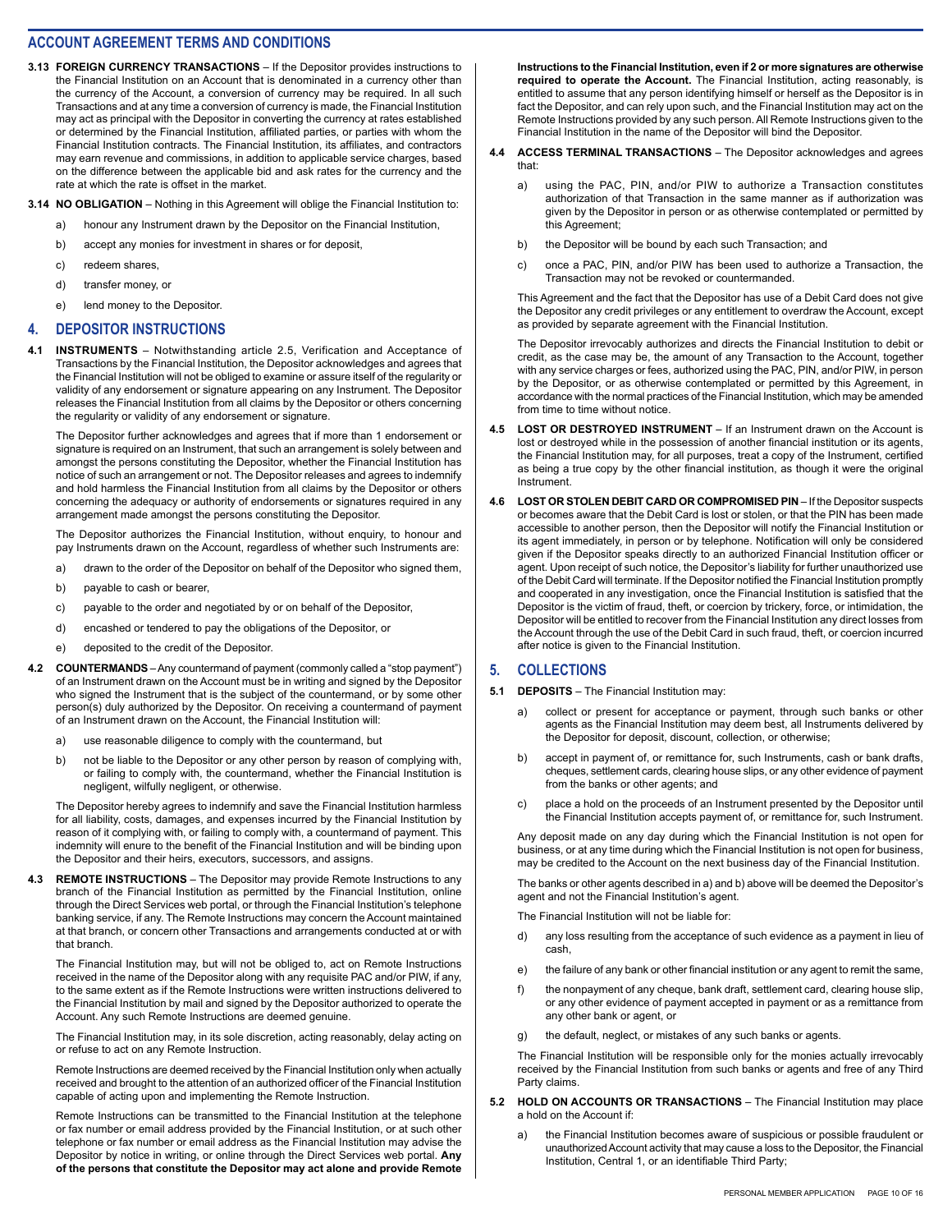## ACCOUNT AGREEMENT TERMS AND CONDITIONS

**3.13 FOREIGN CURRENCY TRANSACTIONS** – If the Depositor provides instructions to the Financial Institution on an Account that is denominated in a currency other than the currency of the Account, a conversion of currency may be required. In all such Transactions and at any time a conversion of currency is made, the Financial Institution may act as principal with the Depositor in converting the currency at rates established or determined by the Financial Institution, affiliated parties, or parties with whom the Financial Institution contracts. The Financial Institution, its affiliates, and contractors may earn revenue and commissions, in addition to applicable service charges, based on the difference between the applicable bid and ask rates for the currency and the rate at which the rate is offset in the market.

**3.14 NO OBLIGATION** – Nothing in this Agreement will oblige the Financial Institution to:

a) honour any Instrument drawn by the Depositor on the Financial Institution,

b) accept any monies for investment in shares or for deposit,

c) redeem shares,

d) transfer money, or

e) lend money to the Depositor.

## 4. DEPOSITOR INSTRUCTIONS

**4.1 INSTRUMENTS** – Notwithstanding article 2.5, Verification and Acceptance of Transactions by the Financial Institution, the Depositor acknowledges and agrees that the Financial Institution will not be obliged to examine or assure itself of the regularity or validity of any endorsement or signature appearing on any Instrument. The Depositor releases the Financial Institution from all claims by the Depositor or others concerning the regularity or validity of any endorsement or signature.

The Depositor further acknowledges and agrees that if more than 1 endorsement or signature is required on an Instrument, that such an arrangement is solely between and amongst the persons constituting the Depositor, whether the Financial Institution has notice of such an arrangement or not. The Depositor releases and agrees to indemnify and hold harmless the Financial Institution from all claims by the Depositor or others concerning the adequacy or authority of endorsements or signatures required in any arrangement made amongst the persons constituting the Depositor.

The Depositor authorizes the Financial Institution, without enquiry, to honour and pay Instruments drawn on the Account, regardless of whether such Instruments are:

a) drawn to the order of the Depositor on behalf of the Depositor who signed them,

b) payable to cash or bearer,

c) payable to the order and negotiated by or on behalf of the Depositor,

d) encashed or tendered to pay the obligations of the Depositor, or

e) deposited to the credit of the Depositor.

**4.2 COUNTERMANDS** – Any countermand of payment (commonly called a "stop payment") of an Instrument drawn on the Account must be in writing and signed by the Depositor who signed the Instrument that is the subject of the countermand, or by some other person(s) duly authorized by the Depositor. On receiving a countermand of payment of an Instrument drawn on the Account, the Financial Institution will:

a) use reasonable diligence to comply with the countermand, but

b) not be liable to the Depositor or any other person by reason of complying with, or failing to comply with, the countermand, whether the Financial Institution is negligent, wilfully negligent, or otherwise.

The Depositor hereby agrees to indemnify and save the Financial Institution harmless for all liability, costs, damages, and expenses incurred by the Financial Institution by reason of it complying with, or failing to comply with, a countermand of payment. This indemnity will enure to the benefit of the Financial Institution and will be binding upon the Depositor and their heirs, executors, successors, and assigns.

**4.3 REMOTE INSTRUCTIONS** – The Depositor may provide Remote Instructions to any branch of the Financial Institution as permitted by the Financial Institution, online through the Direct Services web portal, or through the Financial Institution's telephone banking service, if any. The Remote Instructions may concern the Account maintained at that branch, or concern other Transactions and arrangements conducted at or with that branch.

The Financial Institution may, but will not be obliged to, act on Remote Instructions received in the name of the Depositor along with any requisite PAC and/or PIW, if any, to the same extent as if the Remote Instructions were written instructions delivered to the Financial Institution by mail and signed by the Depositor authorized to operate the Account. Any such Remote Instructions are deemed genuine.

The Financial Institution may, in its sole discretion, acting reasonably, delay acting on or refuse to act on any Remote Instruction.

Remote Instructions are deemed received by the Financial Institution only when actually received and brought to the attention of an authorized officer of the Financial Institution capable of acting upon and implementing the Remote Instruction.

Remote Instructions can be transmitted to the Financial Institution at the telephone or fax number or email address provided by the Financial Institution, or at such other telephone or fax number or email address as the Financial Institution may advise the Depositor by notice in writing, or online through the Direct Services web portal. **Any of the persons that constitute the Depositor may act alone and provide Remote Instructions to the Financial Institution, even if 2 or more signatures are otherwise required to operate the Account.** The Financial Institution, acting reasonably, is entitled to assume that any person identifying himself or herself as the Depositor is in fact the Depositor, and can rely upon such, and the Financial Institution may act on the Remote Instructions provided by any such person. All Remote Instructions given to the Financial Institution in the name of the Depositor will bind the Depositor.

**4.4 ACCESS TERMINAL TRANSACTIONS** – The Depositor acknowledges and agrees that:

a) using the PAC, PIN, and/or PIW to authorize a Transaction constitutes authorization of that Transaction in the same manner as if authorization was given by the Depositor in person or as otherwise contemplated or permitted by this Agreement;

b) the Depositor will be bound by each such Transaction; and

c) once a PAC, PIN, and/or PIW has been used to authorize a Transaction, the Transaction may not be revoked or countermanded.

This Agreement and the fact that the Depositor has use of a Debit Card does not give the Depositor any credit privileges or any entitlement to overdraw the Account, except as provided by separate agreement with the Financial Institution.

The Depositor irrevocably authorizes and directs the Financial Institution to debit or credit, as the case may be, the amount of any Transaction to the Account, together with any service charges or fees, authorized using the PAC, PIN, and/or PIW, in person by the Depositor, or as otherwise contemplated or permitted by this Agreement, in accordance with the normal practices of the Financial Institution, which may be amended from time to time without notice.

**4.5 LOST OR DESTROYED INSTRUMENT** – If an Instrument drawn on the Account is lost or destroyed while in the possession of another financial institution or its agents, the Financial Institution may, for all purposes, treat a copy of the Instrument, certified as being a true copy by the other financial institution, as though it were the original Instrument.

**4.6 LOST OR STOLEN DEBIT CARD OR COMPROMISED PIN** – If the Depositor suspects or becomes aware that the Debit Card is lost or stolen, or that the PIN has been made accessible to another person, then the Depositor will notify the Financial Institution or its agent immediately, in person or by telephone. Notification will only be considered given if the Depositor speaks directly to an authorized Financial Institution officer or agent. Upon receipt of such notice, the Depositor's liability for further unauthorized use of the Debit Card will terminate. If the Depositor notified the Financial Institution promptly and cooperated in any investigation, once the Financial Institution is satisfied that the Depositor is the victim of fraud, theft, or coercion by trickery, force, or intimidation, the Depositor will be entitled to recover from the Financial Institution any direct losses from the Account through the use of the Debit Card in such fraud, theft, or coercion incurred after notice is given to the Financial Institution.

## 5. COLLECTIONS

**5.1 DEPOSITS** – The Financial Institution may:

a) collect or present for acceptance or payment, through such banks or other agents as the Financial Institution may deem best, all Instruments delivered by the Depositor for deposit, discount, collection, or otherwise;

b) accept in payment of, or remittance for, such Instruments, cash or bank drafts, cheques, settlement cards, clearing house slips, or any other evidence of payment from the banks or other agents; and

c) place a hold on the proceeds of an Instrument presented by the Depositor until the Financial Institution accepts payment of, or remittance for, such Instrument.

Any deposit made on any day during which the Financial Institution is not open for business, or at any time during which the Financial Institution is not open for business, may be credited to the Account on the next business day of the Financial Institution.

The banks or other agents described in a) and b) above will be deemed the Depositor's agent and not the Financial Institution's agent.

The Financial Institution will not be liable for:

d) any loss resulting from the acceptance of such evidence as a payment in lieu of cash,

e) the failure of any bank or other financial institution or any agent to remit the same,

f) the nonpayment of any cheque, bank draft, settlement card, clearing house slip, or any other evidence of payment accepted in payment or as a remittance from any other bank or agent, or

g) the default, neglect, or mistakes of any such banks or agents.

The Financial Institution will be responsible only for the monies actually irrevocably received by the Financial Institution from such banks or agents and free of any Third Party claims.

**5.2 HOLD ON ACCOUNTS OR TRANSACTIONS** – The Financial Institution may place a hold on the Account if:

a) the Financial Institution becomes aware of suspicious or possible fraudulent or unauthorized Account activity that may cause a loss to the Depositor, the Financial Institution, Central 1, or an identifiable Third Party;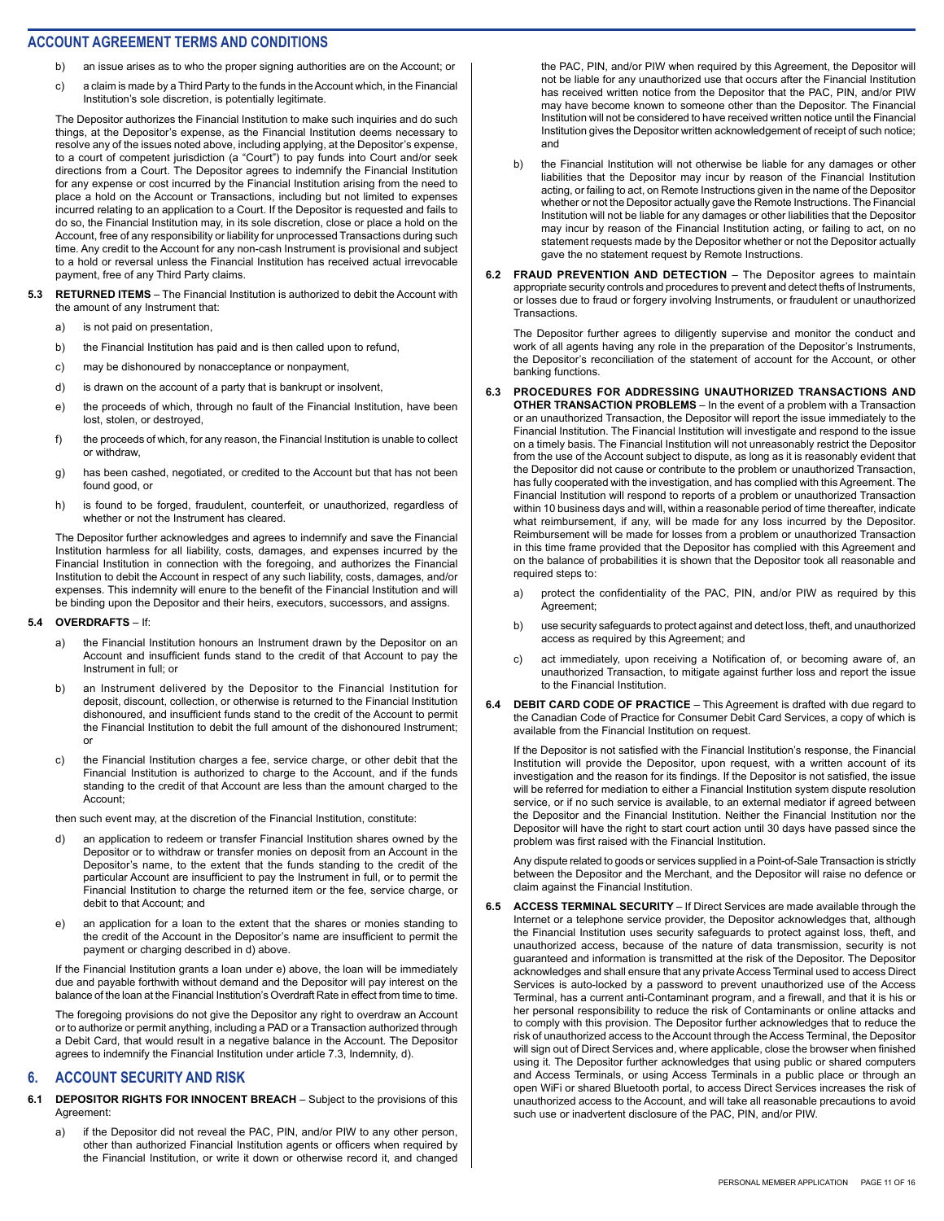## ACCOUNT AGREEMENT TERMS AND CONDITIONS

b) an issue arises as to who the proper signing authorities are on the Account; or

c) a claim is made by a Third Party to the funds in the Account which, in the Financial Institution's sole discretion, is potentially legitimate.

The Depositor authorizes the Financial Institution to make such inquiries and do such things, at the Depositor's expense, as the Financial Institution deems necessary to resolve any of the issues noted above, including applying, at the Depositor's expense, to a court of competent jurisdiction (a "Court") to pay funds into Court and/or seek directions from a Court. The Depositor agrees to indemnify the Financial Institution for any expense or cost incurred by the Financial Institution arising from the need to place a hold on the Account or Transactions, including but not limited to expenses incurred relating to an application to a Court. If the Depositor is requested and fails to do so, the Financial Institution may, in its sole discretion, close or place a hold on the Account, free of any responsibility or liability for unprocessed Transactions during such time. Any credit to the Account for any non-cash Instrument is provisional and subject to a hold or reversal unless the Financial Institution has received actual irrevocable payment, free of any Third Party claims.

**5.3 RETURNED ITEMS** – The Financial Institution is authorized to debit the Account with the amount of any Instrument that:

a) is not paid on presentation,

b) the Financial Institution has paid and is then called upon to refund,

c) may be dishonoured by nonacceptance or nonpayment,

d) is drawn on the account of a party that is bankrupt or insolvent,

e) the proceeds of which, through no fault of the Financial Institution, have been lost, stolen, or destroyed,

f) the proceeds of which, for any reason, the Financial Institution is unable to collect or withdraw,

g) has been cashed, negotiated, or credited to the Account but that has not been found good, or

h) is found to be forged, fraudulent, counterfeit, or unauthorized, regardless of whether or not the Instrument has cleared.

The Depositor further acknowledges and agrees to indemnify and save the Financial Institution harmless for all liability, costs, damages, and expenses incurred by the Financial Institution in connection with the foregoing, and authorizes the Financial Institution to debit the Account in respect of any such liability, costs, damages, and/or expenses. This indemnity will enure to the benefit of the Financial Institution and will be binding upon the Depositor and their heirs, executors, successors, and assigns.

**5.4 OVERDRAFTS** – If:

a) the Financial Institution honours an Instrument drawn by the Depositor on an Account and insufficient funds stand to the credit of that Account to pay the Instrument in full; or

b) an Instrument delivered by the Depositor to the Financial Institution for deposit, discount, collection, or otherwise is returned to the Financial Institution dishonoured, and insufficient funds stand to the credit of the Account to permit the Financial Institution to debit the full amount of the dishonoured Instrument; or

c) the Financial Institution charges a fee, service charge, or other debit that the Financial Institution is authorized to charge to the Account, and if the funds standing to the credit of that Account are less than the amount charged to the Account;

then such event may, at the discretion of the Financial Institution, constitute:

d) an application to redeem or transfer Financial Institution shares owned by the Depositor or to withdraw or transfer monies on deposit from an Account in the Depositor's name, to the extent that the funds standing to the credit of the particular Account are insufficient to pay the Instrument in full, or to permit the Financial Institution to charge the returned item or the fee, service charge, or debit to that Account; and

e) an application for a loan to the extent that the shares or monies standing to the credit of the Account in the Depositor's name are insufficient to permit the payment or charging described in d) above.

If the Financial Institution grants a loan under e) above, the loan will be immediately due and payable forthwith without demand and the Depositor will pay interest on the balance of the loan at the Financial Institution's Overdraft Rate in effect from time to time.

The foregoing provisions do not give the Depositor any right to overdraw an Account or to authorize or permit anything, including a PAD or a Transaction authorized through a Debit Card, that would result in a negative balance in the Account. The Depositor agrees to indemnify the Financial Institution under article 7.3, Indemnity, d).

## 6. ACCOUNT SECURITY AND RISK

**6.1 DEPOSITOR RIGHTS FOR INNOCENT BREACH** – Subject to the provisions of this Agreement:

a) if the Depositor did not reveal the PAC, PIN, and/or PIW to any other person, other than authorized Financial Institution agents or officers when required by the Financial Institution, or write it down or otherwise record it, and changed the PAC, PIN, and/or PIW when required by this Agreement, the Depositor will not be liable for any unauthorized use that occurs after the Financial Institution has received written notice from the Depositor that the PAC, PIN, and/or PIW may have become known to someone other than the Depositor. The Financial Institution will not be considered to have received written notice until the Financial Institution gives the Depositor written acknowledgement of receipt of such notice; and

b) the Financial Institution will not otherwise be liable for any damages or other liabilities that the Depositor may incur by reason of the Financial Institution acting, or failing to act, on Remote Instructions given in the name of the Depositor whether or not the Depositor actually gave the Remote Instructions. The Financial Institution will not be liable for any damages or other liabilities that the Depositor may incur by reason of the Financial Institution acting, or failing to act, on no statement requests made by the Depositor whether or not the Depositor actually gave the no statement request by Remote Instructions.

**6.2 FRAUD PREVENTION AND DETECTION** – The Depositor agrees to maintain appropriate security controls and procedures to prevent and detect thefts of Instruments, or losses due to fraud or forgery involving Instruments, or fraudulent or unauthorized Transactions.

The Depositor further agrees to diligently supervise and monitor the conduct and work of all agents having any role in the preparation of the Depositor's Instruments, the Depositor's reconciliation of the statement of account for the Account, or other banking functions.

**6.3 PROCEDURES FOR ADDRESSING UNAUTHORIZED TRANSACTIONS AND OTHER TRANSACTION PROBLEMS** – In the event of a problem with a Transaction or an unauthorized Transaction, the Depositor will report the issue immediately to the Financial Institution. The Financial Institution will investigate and respond to the issue on a timely basis. The Financial Institution will not unreasonably restrict the Depositor from the use of the Account subject to dispute, as long as it is reasonably evident that the Depositor did not cause or contribute to the problem or unauthorized Transaction, has fully cooperated with the investigation, and has complied with this Agreement. The Financial Institution will respond to reports of a problem or unauthorized Transaction within 10 business days and will, within a reasonable period of time thereafter, indicate what reimbursement, if any, will be made for any loss incurred by the Depositor. Reimbursement will be made for losses from a problem or unauthorized Transaction in this time frame provided that the Depositor has complied with this Agreement and on the balance of probabilities it is shown that the Depositor took all reasonable and required steps to:

a) protect the confidentiality of the PAC, PIN, and/or PIW as required by this Agreement;

b) use security safeguards to protect against and detect loss, theft, and unauthorized access as required by this Agreement; and

c) act immediately, upon receiving a Notification of, or becoming aware of, an unauthorized Transaction, to mitigate against further loss and report the issue to the Financial Institution.

**6.4 DEBIT CARD CODE OF PRACTICE** – This Agreement is drafted with due regard to the Canadian Code of Practice for Consumer Debit Card Services, a copy of which is available from the Financial Institution on request.

If the Depositor is not satisfied with the Financial Institution's response, the Financial Institution will provide the Depositor, upon request, with a written account of its investigation and the reason for its findings. If the Depositor is not satisfied, the issue will be referred for mediation to either a Financial Institution system dispute resolution service, or if no such service is available, to an external mediator if agreed between the Depositor and the Financial Institution. Neither the Financial Institution nor the Depositor will have the right to start court action until 30 days have passed since the problem was first raised with the Financial Institution.

Any dispute related to goods or services supplied in a Point-of-Sale Transaction is strictly between the Depositor and the Merchant, and the Depositor will raise no defence or claim against the Financial Institution.

**6.5 ACCESS TERMINAL SECURITY** – If Direct Services are made available through the Internet or a telephone service provider, the Depositor acknowledges that, although the Financial Institution uses security safeguards to protect against loss, theft, and unauthorized access, because of the nature of data transmission, security is not guaranteed and information is transmitted at the risk of the Depositor. The Depositor acknowledges and shall ensure that any private Access Terminal used to access Direct Services is auto-locked by a password to prevent unauthorized use of the Access Terminal, has a current anti-Contaminant program, and a firewall, and that it is his or her personal responsibility to reduce the risk of Contaminants or online attacks and to comply with this provision. The Depositor further acknowledges that to reduce the risk of unauthorized access to the Account through the Access Terminal, the Depositor will sign out of Direct Services and, where applicable, close the browser when finished using it. The Depositor further acknowledges that using public or shared computers and Access Terminals, or using Access Terminals in a public place or through an open WiFi or shared Bluetooth portal, to access Direct Services increases the risk of unauthorized access to the Account, and will take all reasonable precautions to avoid such use or inadvertent disclosure of the PAC, PIN, and/or PIW.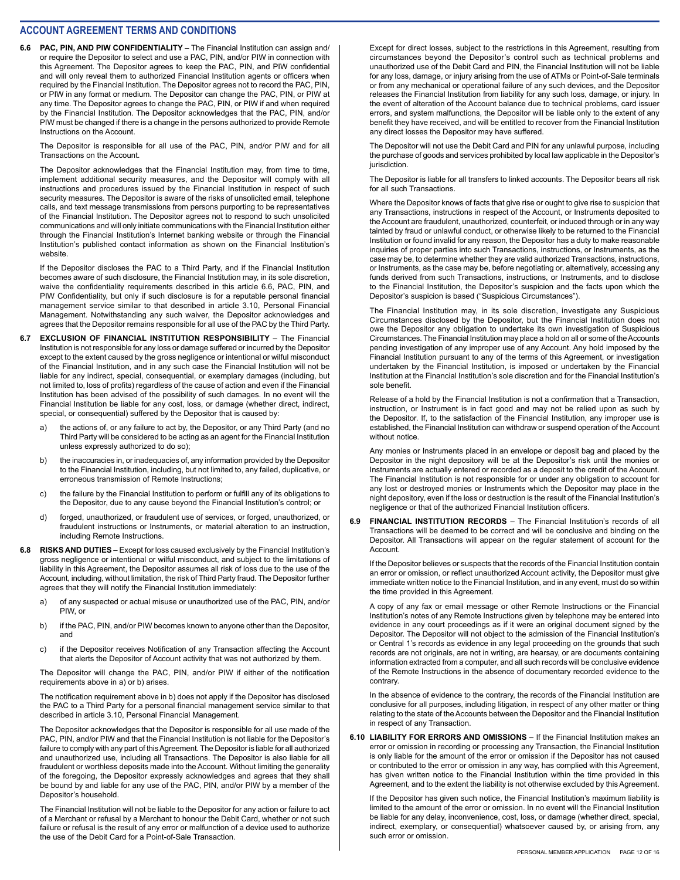## ACCOUNT AGREEMENT TERMS AND CONDITIONS

**6.6 PAC, PIN, AND PIW CONFIDENTIALITY** – The Financial Institution can assign and/or require the Depositor to select and use a PAC, PIN, and/or PIW in connection with this Agreement. The Depositor agrees to keep the PAC, PIN, and PIW confidential and will only reveal them to authorized Financial Institution agents or officers when required by the Financial Institution. The Depositor agrees not to record the PAC, PIN, or PIW in any format or medium. The Depositor can change the PAC, PIN, or PIW at any time. The Depositor agrees to change the PAC, PIN, or PIW if and when required by the Financial Institution. The Depositor acknowledges that the PAC, PIN, and/or PIW must be changed if there is a change in the persons authorized to provide Remote Instructions on the Account.

The Depositor is responsible for all use of the PAC, PIN, and/or PIW and for all Transactions on the Account.

The Depositor acknowledges that the Financial Institution may, from time to time, implement additional security measures, and the Depositor will comply with all instructions and procedures issued by the Financial Institution in respect of such security measures. The Depositor is aware of the risks of unsolicited email, telephone calls, and text message transmissions from persons purporting to be representatives of the Financial Institution. The Depositor agrees not to respond to such unsolicited communications and will only initiate communications with the Financial Institution either through the Financial Institution's Internet banking website or through the Financial Institution's published contact information as shown on the Financial Institution's website.

If the Depositor discloses the PAC to a Third Party, and if the Financial Institution becomes aware of such disclosure, the Financial Institution may, in its sole discretion, waive the confidentiality requirements described in this article 6.6, PAC, PIN, and PIW Confidentiality, but only if such disclosure is for a reputable personal financial management service similar to that described in article 3.10, Personal Financial Management. Notwithstanding any such waiver, the Depositor acknowledges and agrees that the Depositor remains responsible for all use of the PAC by the Third Party.

**6.7 EXCLUSION OF FINANCIAL INSTITUTION RESPONSIBILITY** – The Financial Institution is not responsible for any loss or damage suffered or incurred by the Depositor except to the extent caused by the gross negligence or intentional or wilful misconduct of the Financial Institution, and in any such case the Financial Institution will not be liable for any indirect, special, consequential, or exemplary damages (including, but not limited to, loss of profits) regardless of the cause of action and even if the Financial Institution has been advised of the possibility of such damages. In no event will the Financial Institution be liable for any cost, loss, or damage (whether direct, indirect, special, or consequential) suffered by the Depositor that is caused by:

a) the actions of, or any failure to act by, the Depositor, or any Third Party (and no Third Party will be considered to be acting as an agent for the Financial Institution unless expressly authorized to do so);

b) the inaccuracies in, or inadequacies of, any information provided by the Depositor to the Financial Institution, including, but not limited to, any failed, duplicative, or erroneous transmission of Remote Instructions;

c) the failure by the Financial Institution to perform or fulfill any of its obligations to the Depositor, due to any cause beyond the Financial Institution's control; or

d) forged, unauthorized, or fraudulent use of services, or forged, unauthorized, or fraudulent instructions or Instruments, or material alteration to an instruction, including Remote Instructions.

**6.8 RISKS AND DUTIES** – Except for loss caused exclusively by the Financial Institution's gross negligence or intentional or wilful misconduct, and subject to the limitations of liability in this Agreement, the Depositor assumes all risk of loss due to the use of the Account, including, without limitation, the risk of Third Party fraud. The Depositor further agrees that they will notify the Financial Institution immediately:

a) of any suspected or actual misuse or unauthorized use of the PAC, PIN, and/or PIW, or

b) if the PAC, PIN, and/or PIW becomes known to anyone other than the Depositor, and

c) if the Depositor receives Notification of any Transaction affecting the Account that alerts the Depositor of Account activity that was not authorized by them.

The Depositor will change the PAC, PIN, and/or PIW if either of the notification requirements above in a) or b) arises.

The notification requirement above in b) does not apply if the Depositor has disclosed the PAC to a Third Party for a personal financial management service similar to that described in article 3.10, Personal Financial Management.

The Depositor acknowledges that the Depositor is responsible for all use made of the PAC, PIN, and/or PIW and that the Financial Institution is not liable for the Depositor's failure to comply with any part of this Agreement. The Depositor is liable for all authorized and unauthorized use, including all Transactions. The Depositor is also liable for all fraudulent or worthless deposits made into the Account. Without limiting the generality of the foregoing, the Depositor expressly acknowledges and agrees that they shall be bound by and liable for any use of the PAC, PIN, and/or PIW by a member of the Depositor's household.

The Financial Institution will not be liable to the Depositor for any action or failure to act of a Merchant or refusal by a Merchant to honour the Debit Card, whether or not such failure or refusal is the result of any error or malfunction of a device used to authorize the use of the Debit Card for a Point-of-Sale Transaction.

Except for direct losses, subject to the restrictions in this Agreement, resulting from circumstances beyond the Depositor's control such as technical problems and unauthorized use of the Debit Card and PIN, the Financial Institution will not be liable for any loss, damage, or injury arising from the use of ATMs or Point-of-Sale terminals or from any mechanical or operational failure of any such devices, and the Depositor releases the Financial Institution from liability for any such loss, damage, or injury. In the event of alteration of the Account balance due to technical problems, card issuer errors, and system malfunctions, the Depositor will be liable only to the extent of any benefit they have received, and will be entitled to recover from the Financial Institution any direct losses the Depositor may have suffered.

The Depositor will not use the Debit Card and PIN for any unlawful purpose, including the purchase of goods and services prohibited by local law applicable in the Depositor's jurisdiction.

The Depositor is liable for all transfers to linked accounts. The Depositor bears all risk for all such Transactions.

Where the Depositor knows of facts that give rise or ought to give rise to suspicion that any Transactions, instructions in respect of the Account, or Instruments deposited to the Account are fraudulent, unauthorized, counterfeit, or induced through or in any way tainted by fraud or unlawful conduct, or otherwise likely to be returned to the Financial Institution or found invalid for any reason, the Depositor has a duty to make reasonable inquiries of proper parties into such Transactions, instructions, or Instruments, as the case may be, to determine whether they are valid authorized Transactions, instructions, or Instruments, as the case may be, before negotiating or, alternatively, accessing any funds derived from such Transactions, instructions, or Instruments, and to disclose to the Financial Institution, the Depositor's suspicion and the facts upon which the Depositor's suspicion is based ("Suspicious Circumstances").

The Financial Institution may, in its sole discretion, investigate any Suspicious Circumstances disclosed by the Depositor, but the Financial Institution does not owe the Depositor any obligation to undertake its own investigation of Suspicious Circumstances. The Financial Institution may place a hold on all or some of the Accounts pending investigation of any improper use of any Account. Any hold imposed by the Financial Institution pursuant to any of the terms of this Agreement, or investigation undertaken by the Financial Institution, is imposed or undertaken by the Financial Institution at the Financial Institution's sole discretion and for the Financial Institution's sole benefit.

Release of a hold by the Financial Institution is not a confirmation that a Transaction, instruction, or Instrument is in fact good and may not be relied upon as such by the Depositor. If, to the satisfaction of the Financial Institution, any improper use is established, the Financial Institution can withdraw or suspend operation of the Account without notice.

Any monies or Instruments placed in an envelope or deposit bag and placed by the Depositor in the night depository will be at the Depositor's risk until the monies or Instruments are actually entered or recorded as a deposit to the credit of the Account. The Financial Institution is not responsible for or under any obligation to account for any lost or destroyed monies or Instruments which the Depositor may place in the night depository, even if the loss or destruction is the result of the Financial Institution's negligence or that of the authorized Financial Institution officers.

**6.9 FINANCIAL INSTITUTION RECORDS** – The Financial Institution's records of all Transactions will be deemed to be correct and will be conclusive and binding on the Depositor. All Transactions will appear on the regular statement of account for the Account.

If the Depositor believes or suspects that the records of the Financial Institution contain an error or omission, or reflect unauthorized Account activity, the Depositor must give immediate written notice to the Financial Institution, and in any event, must do so within the time provided in this Agreement.

A copy of any fax or email message or other Remote Instructions or the Financial Institution's notes of any Remote Instructions given by telephone may be entered into evidence in any court proceedings as if it were an original document signed by the Depositor. The Depositor will not object to the admission of the Financial Institution's or Central 1's records as evidence in any legal proceeding on the grounds that such records are not originals, are not in writing, are hearsay, or are documents containing information extracted from a computer, and all such records will be conclusive evidence of the Remote Instructions in the absence of documentary recorded evidence to the contrary.

In the absence of evidence to the contrary, the records of the Financial Institution are conclusive for all purposes, including litigation, in respect of any other matter or thing relating to the state of the Accounts between the Depositor and the Financial Institution in respect of any Transaction.

**6.10 LIABILITY FOR ERRORS AND OMISSIONS** – If the Financial Institution makes an error or omission in recording or processing any Transaction, the Financial Institution is only liable for the amount of the error or omission if the Depositor has not caused or contributed to the error or omission in any way, has complied with this Agreement, has given written notice to the Financial Institution within the time provided in this Agreement, and to the extent the liability is not otherwise excluded by this Agreement.

If the Depositor has given such notice, the Financial Institution's maximum liability is limited to the amount of the error or omission. In no event will the Financial Institution be liable for any delay, inconvenience, cost, loss, or damage (whether direct, special, indirect, exemplary, or consequential) whatsoever caused by, or arising from, any such error or omission.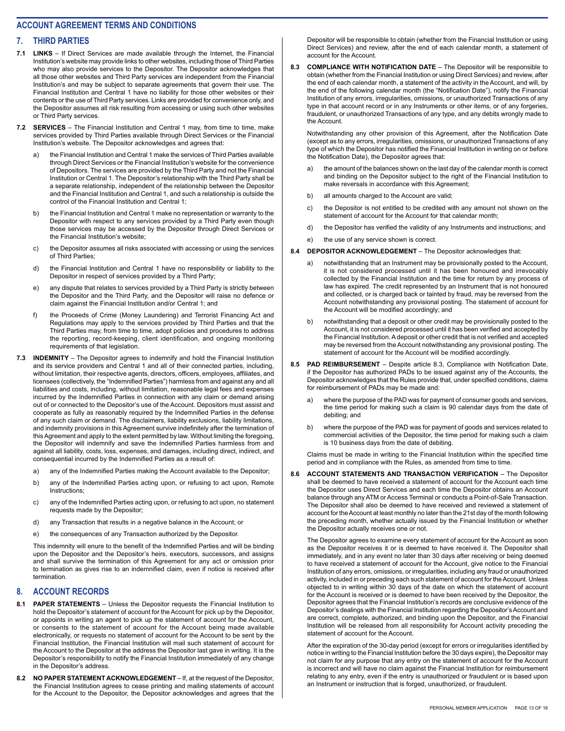## ACCOUNT AGREEMENT TERMS AND CONDITIONS

## 7. THIRD PARTIES

**7.1 LINKS** – If Direct Services are made available through the Internet, the Financial Institution's website may provide links to other websites, including those of Third Parties who may also provide services to the Depositor. The Depositor acknowledges that all those other websites and Third Party services are independent from the Financial Institution's and may be subject to separate agreements that govern their use. The Financial Institution and Central 1 have no liability for those other websites or their contents or the use of Third Party services. Links are provided for convenience only, and the Depositor assumes all risk resulting from accessing or using such other websites or Third Party services.

**7.2 SERVICES** – The Financial Institution and Central 1 may, from time to time, make services provided by Third Parties available through Direct Services or the Financial Institution's website. The Depositor acknowledges and agrees that:

a) the Financial Institution and Central 1 make the services of Third Parties available through Direct Services or the Financial Institution's website for the convenience of Depositors. The services are provided by the Third Party and not the Financial Institution or Central 1. The Depositor's relationship with the Third Party shall be a separate relationship, independent of the relationship between the Depositor and the Financial Institution and Central 1, and such a relationship is outside the control of the Financial Institution and Central 1;

b) the Financial Institution and Central 1 make no representation or warranty to the Depositor with respect to any services provided by a Third Party even though those services may be accessed by the Depositor through Direct Services or the Financial Institution's website;

c) the Depositor assumes all risks associated with accessing or using the services of Third Parties;

d) the Financial Institution and Central 1 have no responsibility or liability to the Depositor in respect of services provided by a Third Party;

e) any dispute that relates to services provided by a Third Party is strictly between the Depositor and the Third Party, and the Depositor will raise no defence or claim against the Financial Institution and/or Central 1; and

f) the Proceeds of Crime (Money Laundering) and Terrorist Financing Act and Regulations may apply to the services provided by Third Parties and that the Third Parties may, from time to time, adopt policies and procedures to address the reporting, record-keeping, client identification, and ongoing monitoring requirements of that legislation.

**7.3 INDEMNITY** – The Depositor agrees to indemnify and hold the Financial Institution and its service providers and Central 1 and all of their connected parties, including, without limitation, their respective agents, directors, officers, employees, affiliates, and licensees (collectively, the "Indemnified Parties") harmless from and against any and all liabilities and costs, including, without limitation, reasonable legal fees and expenses incurred by the Indemnified Parties in connection with any claim or demand arising out of or connected to the Depositor's use of the Account. Depositors must assist and cooperate as fully as reasonably required by the Indemnified Parties in the defense of any such claim or demand. The disclaimers, liability exclusions, liability limitations, and indemnity provisions in this Agreement survive indefinitely after the termination of this Agreement and apply to the extent permitted by law. Without limiting the foregoing, the Depositor will indemnify and save the Indemnified Parties harmless from and against all liability, costs, loss, expenses, and damages, including direct, indirect, and consequential incurred by the Indemnified Parties as a result of:

a) any of the Indemnified Parties making the Account available to the Depositor;

b) any of the Indemnified Parties acting upon, or refusing to act upon, Remote Instructions;

c) any of the Indemnified Parties acting upon, or refusing to act upon, no statement requests made by the Depositor;

d) any Transaction that results in a negative balance in the Account; or

e) the consequences of any Transaction authorized by the Depositor.

This indemnity will enure to the benefit of the Indemnified Parties and will be binding upon the Depositor and the Depositor's heirs, executors, successors, and assigns and shall survive the termination of this Agreement for any act or omission prior to termination as gives rise to an indemnified claim, even if notice is received after termination.

## 8. ACCOUNT RECORDS

**8.1 PAPER STATEMENTS** – Unless the Depositor requests the Financial Institution to hold the Depositor's statement of account for the Account for pick up by the Depositor, or appoints in writing an agent to pick up the statement of account for the Account, or consents to the statement of account for the Account being made available electronically, or requests no statement of account for the Account to be sent by the Financial Institution, the Financial Institution will mail such statement of account for the Account to the Depositor at the address the Depositor last gave in writing. It is the Depositor's responsibility to notify the Financial Institution immediately of any change in the Depositor's address.

**8.2 NO PAPER STATEMENT ACKNOWLEDGEMENT** – If, at the request of the Depositor, the Financial Institution agrees to cease printing and mailing statements of account for the Account to the Depositor, the Depositor acknowledges and agrees that the Depositor will be responsible to obtain (whether from the Financial Institution or using Direct Services) and review, after the end of each calendar month, a statement of account for the Account.

**8.3 COMPLIANCE WITH NOTIFICATION DATE** – The Depositor will be responsible to obtain (whether from the Financial Institution or using Direct Services) and review, after the end of each calendar month, a statement of the activity in the Account, and will, by the end of the following calendar month (the "Notification Date"), notify the Financial Institution of any errors, irregularities, omissions, or unauthorized Transactions of any type in that account record or in any Instruments or other items, or of any forgeries, fraudulent, or unauthorized Transactions of any type, and any debits wrongly made to the Account.

Notwithstanding any other provision of this Agreement, after the Notification Date (except as to any errors, irregularities, omissions, or unauthorized Transactions of any type of which the Depositor has notified the Financial Institution in writing on or before the Notification Date), the Depositor agrees that:

a) the amount of the balances shown on the last day of the calendar month is correct and binding on the Depositor subject to the right of the Financial Institution to make reversals in accordance with this Agreement;

b) all amounts charged to the Account are valid;

c) the Depositor is not entitled to be credited with any amount not shown on the statement of account for the Account for that calendar month;

d) the Depositor has verified the validity of any Instruments and instructions; and

e) the use of any service shown is correct.

**8.4 DEPOSITOR ACKNOWLEDGEMENT** – The Depositor acknowledges that:

a) notwithstanding that an Instrument may be provisionally posted to the Account, it is not considered processed until it has been honoured and irrevocably collected by the Financial Institution and the time for return by any process of law has expired. The credit represented by an Instrument that is not honoured and collected, or is charged back or tainted by fraud, may be reversed from the Account notwithstanding any provisional posting. The statement of account for the Account will be modified accordingly; and

b) notwithstanding that a deposit or other credit may be provisionally posted to the Account, it is not considered processed until it has been verified and accepted by the Financial Institution. A deposit or other credit that is not verified and accepted may be reversed from the Account notwithstanding any provisional posting. The statement of account for the Account will be modified accordingly.

**8.5 PAD REIMBURSEMENT** – Despite article 8.3, Compliance with Notification Date, if the Depositor has authorized PADs to be issued against any of the Accounts, the Depositor acknowledges that the Rules provide that, under specified conditions, claims for reimbursement of PADs may be made and:

a) where the purpose of the PAD was for payment of consumer goods and services, the time period for making such a claim is 90 calendar days from the date of debiting; and

b) where the purpose of the PAD was for payment of goods and services related to commercial activities of the Depositor, the time period for making such a claim is 10 business days from the date of debiting.

Claims must be made in writing to the Financial Institution within the specified time period and in compliance with the Rules, as amended from time to time.

**8.6 ACCOUNT STATEMENTS AND TRANSACTION VERIFICATION** – The Depositor shall be deemed to have received a statement of account for the Account each time the Depositor uses Direct Services and each time the Depositor obtains an Account balance through any ATM or Access Terminal or conducts a Point-of-Sale Transaction. The Depositor shall also be deemed to have received and reviewed a statement of account for the Account at least monthly no later than the 21st day of the month following the preceding month, whether actually issued by the Financial Institution or whether the Depositor actually receives one or not.

The Depositor agrees to examine every statement of account for the Account as soon as the Depositor receives it or is deemed to have received it. The Depositor shall immediately, and in any event no later than 30 days after receiving or being deemed to have received a statement of account for the Account, give notice to the Financial Institution of any errors, omissions, or irregularities, including any fraud or unauthorized activity, included in or preceding each such statement of account for the Account. Unless objected to in writing within 30 days of the date on which the statement of account for the Account is received or is deemed to have been received by the Depositor, the Depositor agrees that the Financial Institution's records are conclusive evidence of the Depositor's dealings with the Financial Institution regarding the Depositor's Account and are correct, complete, authorized, and binding upon the Depositor, and the Financial Institution will be released from all responsibility for Account activity preceding the statement of account for the Account.

After the expiration of the 30-day period (except for errors or irregularities identified by notice in writing to the Financial Institution before the 30 days expire), the Depositor may not claim for any purpose that any entry on the statement of account for the Account is incorrect and will have no claim against the Financial Institution for reimbursement relating to any entry, even if the entry is unauthorized or fraudulent or is based upon an Instrument or instruction that is forged, unauthorized, or fraudulent.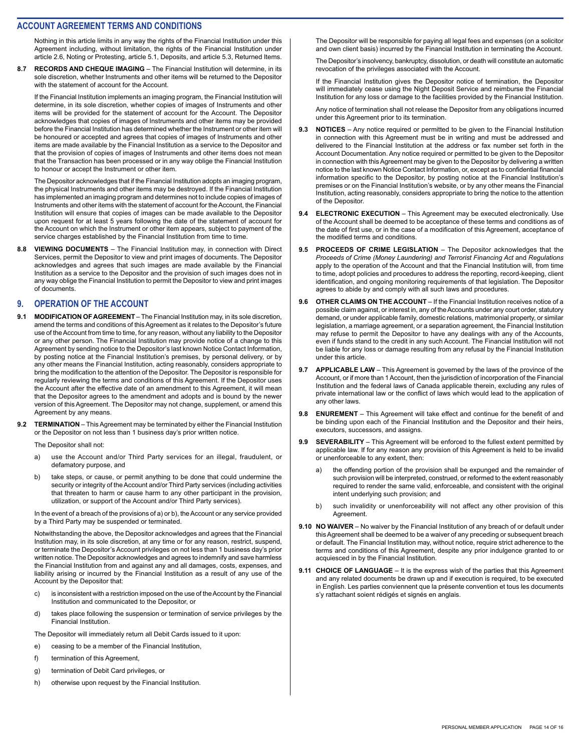## ACCOUNT AGREEMENT TERMS AND CONDITIONS

Nothing in this article limits in any way the rights of the Financial Institution under this Agreement including, without limitation, the rights of the Financial Institution under article 2.6, Noting or Protesting, article 5.1, Deposits, and article 5.3, Returned Items.

**8.7 RECORDS AND CHEQUE IMAGING** – The Financial Institution will determine, in its sole discretion, whether Instruments and other items will be returned to the Depositor with the statement of account for the Account.

If the Financial Institution implements an imaging program, the Financial Institution will determine, in its sole discretion, whether copies of images of Instruments and other items will be provided for the statement of account for the Account. The Depositor acknowledges that copies of images of Instruments and other items may be provided before the Financial Institution has determined whether the Instrument or other item will be honoured or accepted and agrees that copies of images of Instruments and other items are made available by the Financial Institution as a service to the Depositor and that the provision of copies of images of Instruments and other items does not mean that the Transaction has been processed or in any way oblige the Financial Institution to honour or accept the Instrument or other item.

The Depositor acknowledges that if the Financial Institution adopts an imaging program, the physical Instruments and other items may be destroyed. If the Financial Institution has implemented an imaging program and determines not to include copies of images of Instruments and other items with the statement of account for the Account, the Financial Institution will ensure that copies of images can be made available to the Depositor upon request for at least 5 years following the date of the statement of account for the Account on which the Instrument or other item appears, subject to payment of the service charges established by the Financial Institution from time to time.

**8.8 VIEWING DOCUMENTS** – The Financial Institution may, in connection with Direct Services, permit the Depositor to view and print images of documents. The Depositor acknowledges and agrees that such images are made available by the Financial Institution as a service to the Depositor and the provision of such images does not in any way oblige the Financial Institution to permit the Depositor to view and print images of documents.

## 9. OPERATION OF THE ACCOUNT

**9.1 MODIFICATION OF AGREEMENT** – The Financial Institution may, in its sole discretion, amend the terms and conditions of this Agreement as it relates to the Depositor's future use of the Account from time to time, for any reason, without any liability to the Depositor or any other person. The Financial Institution may provide notice of a change to this Agreement by sending notice to the Depositor's last known Notice Contact Information, by posting notice at the Financial Institution's premises, by personal delivery, or by any other means the Financial Institution, acting reasonably, considers appropriate to bring the modification to the attention of the Depositor. The Depositor is responsible for regularly reviewing the terms and conditions of this Agreement. If the Depositor uses the Account after the effective date of an amendment to this Agreement, it will mean that the Depositor agrees to the amendment and adopts and is bound by the newer version of this Agreement. The Depositor may not change, supplement, or amend this Agreement by any means.

**9.2 TERMINATION** – This Agreement may be terminated by either the Financial Institution or the Depositor on not less than 1 business day's prior written notice.

The Depositor shall not:

a) use the Account and/or Third Party services for an illegal, fraudulent, or defamatory purpose, and

b) take steps, or cause, or permit anything to be done that could undermine the security or integrity of the Account and/or Third Party services (including activities that threaten to harm or cause harm to any other participant in the provision, utilization, or support of the Account and/or Third Party services).

In the event of a breach of the provisions of a) or b), the Account or any service provided by a Third Party may be suspended or terminated.

Notwithstanding the above, the Depositor acknowledges and agrees that the Financial Institution may, in its sole discretion, at any time or for any reason, restrict, suspend, or terminate the Depositor's Account privileges on not less than 1 business day's prior written notice. The Depositor acknowledges and agrees to indemnify and save harmless the Financial Institution from and against any and all damages, costs, expenses, and liability arising or incurred by the Financial Institution as a result of any use of the Account by the Depositor that:

c) is inconsistent with a restriction imposed on the use of the Account by the Financial Institution and communicated to the Depositor, or

d) takes place following the suspension or termination of service privileges by the Financial Institution.

The Depositor will immediately return all Debit Cards issued to it upon:

e) ceasing to be a member of the Financial Institution,

f) termination of this Agreement,

g) termination of Debit Card privileges, or

h) otherwise upon request by the Financial Institution.

The Depositor will be responsible for paying all legal fees and expenses (on a solicitor and own client basis) incurred by the Financial Institution in terminating the Account.

The Depositor's insolvency, bankruptcy, dissolution, or death will constitute an automatic revocation of the privileges associated with the Account.

If the Financial Institution gives the Depositor notice of termination, the Depositor will immediately cease using the Night Deposit Service and reimburse the Financial Institution for any loss or damage to the facilities provided by the Financial Institution.

Any notice of termination shall not release the Depositor from any obligations incurred under this Agreement prior to its termination.

**9.3 NOTICES** – Any notice required or permitted to be given to the Financial Institution in connection with this Agreement must be in writing and must be addressed and delivered to the Financial Institution at the address or fax number set forth in the Account Documentation. Any notice required or permitted to be given to the Depositor in connection with this Agreement may be given to the Depositor by delivering a written notice to the last known Notice Contact Information, or, except as to confidential financial information specific to the Depositor, by posting notice at the Financial Institution's premises or on the Financial Institution's website, or by any other means the Financial Institution, acting reasonably, considers appropriate to bring the notice to the attention of the Depositor.

**9.4 ELECTRONIC EXECUTION** – This Agreement may be executed electronically. Use of the Account shall be deemed to be acceptance of these terms and conditions as of the date of first use, or in the case of a modification of this Agreement, acceptance of the modified terms and conditions.

**9.5 PROCEEDS OF CRIME LEGISLATION** – The Depositor acknowledges that the *Proceeds of Crime (Money Laundering) and Terrorist Financing Act* and *Regulations* apply to the operation of the Account and that the Financial Institution will, from time to time, adopt policies and procedures to address the reporting, record-keeping, client identification, and ongoing monitoring requirements of that legislation. The Depositor agrees to abide by and comply with all such laws and procedures.

**9.6 OTHER CLAIMS ON THE ACCOUNT** – If the Financial Institution receives notice of a possible claim against, or interest in, any of the Accounts under any court order, statutory demand, or under applicable family, domestic relations, matrimonial property, or similar legislation, a marriage agreement, or a separation agreement, the Financial Institution may refuse to permit the Depositor to have any dealings with any of the Accounts, even if funds stand to the credit in any such Account. The Financial Institution will not be liable for any loss or damage resulting from any refusal by the Financial Institution under this article.

**9.7 APPLICABLE LAW** – This Agreement is governed by the laws of the province of the Account, or if more than 1 Account, then the jurisdiction of incorporation of the Financial Institution and the federal laws of Canada applicable therein, excluding any rules of private international law or the conflict of laws which would lead to the application of any other laws.

**9.8 ENUREMENT** – This Agreement will take effect and continue for the benefit of and be binding upon each of the Financial Institution and the Depositor and their heirs, executors, successors, and assigns.

**9.9 SEVERABILITY** – This Agreement will be enforced to the fullest extent permitted by applicable law. If for any reason any provision of this Agreement is held to be invalid or unenforceable to any extent, then:

a) the offending portion of the provision shall be expunged and the remainder of such provision will be interpreted, construed, or reformed to the extent reasonably required to render the same valid, enforceable, and consistent with the original intent underlying such provision; and

b) such invalidity or unenforceability will not affect any other provision of this Agreement.

**9.10 NO WAIVER** – No waiver by the Financial Institution of any breach of or default under this Agreement shall be deemed to be a waiver of any preceding or subsequent breach or default. The Financial Institution may, without notice, require strict adherence to the terms and conditions of this Agreement, despite any prior indulgence granted to or acquiesced in by the Financial Institution.

**9.11 CHOICE OF LANGUAGE** – It is the express wish of the parties that this Agreement and any related documents be drawn up and if execution is required, to be executed in English. Les parties conviennent que la présente convention et tous les documents s'y rattachant soient rédigés et signés en anglais.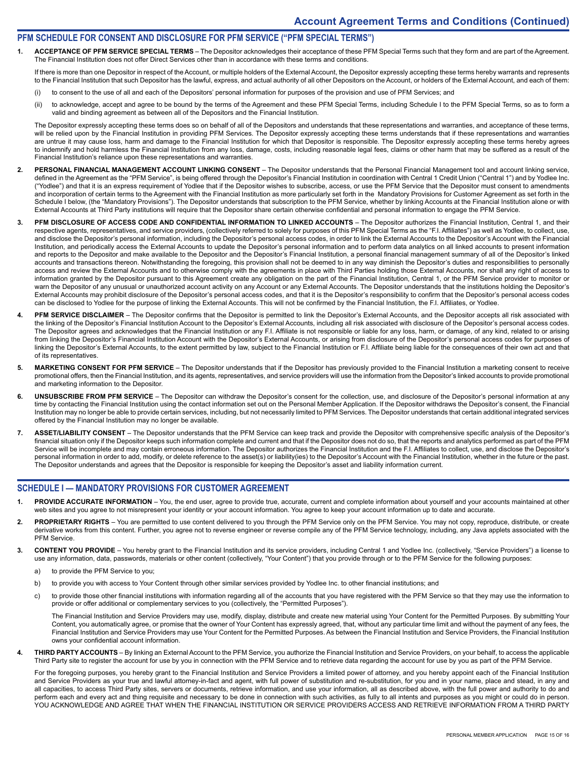## PFM SCHEDULE FOR CONSENT AND DISCLOSURE FOR PFM SERVICE ("PFM SPECIAL TERMS")

1. **ACCEPTANCE OF PFM SERVICE SPECIAL TERMS** – The Depositor acknowledges their acceptance of these PFM Special Terms such that they form and are part of the Agreement. The Financial Institution does not offer Direct Services other than in accordance with these terms and conditions.

   If there is more than one Depositor in respect of the Account, or multiple holders of the External Account, the Depositor expressly accepting these terms hereby warrants and represents to the Financial Institution that such Depositor has the lawful, express, and actual authority of all other Depositors on the Account, or holders of the External Account, and each of them:

   (i) to consent to the use of all and each of the Depositors' personal information for purposes of the provision and use of PFM Services; and

   (ii) to acknowledge, accept and agree to be bound by the terms of the Agreement and these PFM Special Terms, including Schedule I to the PFM Special Terms, so as to form a valid and binding agreement as between all of the Depositors and the Financial Institution.

   The Depositor expressly accepting these terms does so on behalf of all of the Depositors and understands that these representations and warranties, and acceptance of these terms, will be relied upon by the Financial Institution in providing PFM Services. The Depositor expressly accepting these terms understands that if these representations and warranties are untrue it may cause loss, harm and damage to the Financial Institution for which that Depositor is responsible. The Depositor expressly accepting these terms hereby agrees to indemnify and hold harmless the Financial Institution from any loss, damage, costs, including reasonable legal fees, claims or other harm that may be suffered as a result of the Financial Institution's reliance upon these representations and warranties.

2. **PERSONAL FINANCIAL MANAGEMENT ACCOUNT LINKING CONSENT** – The Depositor understands that the Personal Financial Management tool and account linking service, defined in the Agreement as the "PFM Service", is being offered through the Depositor's Financial Institution in coordination with Central 1 Credit Union ("Central 1") and by Yodlee Inc. ("Yodlee") and that it is an express requirement of Yodlee that if the Depositor wishes to subscribe, access, or use the PFM Service that the Depositor must consent to amendments and incorporation of certain terms to the Agreement with the Financial Institution as more particularly set forth in the Mandatory Provisions for Customer Agreement as set forth in the Schedule I below, (the "Mandatory Provisions"). The Depositor understands that subscription to the PFM Service, whether by linking Accounts at the Financial Institution alone or with External Accounts at Third Party institutions will require that the Depositor share certain otherwise confidential and personal information to engage the PFM Service.

3. **PFM DISCLOSURE OF ACCESS CODE AND CONFIDENTIAL INFORMATION TO LINKED ACCOUNTS** – The Depositor authorizes the Financial Institution, Central 1, and their respective agents, representatives, and service providers, (collectively referred to solely for purposes of this PFM Special Terms as the "F.I. Affiliates") as well as Yodlee, to collect, use, and disclose the Depositor's personal information, including the Depositor's personal access codes, in order to link the External Accounts to the Depositor's Account with the Financial Institution, and periodically access the External Accounts to update the Depositor's personal information and to perform data analytics on all linked accounts to present information and reports to the Depositor and make available to the Depositor and the Depositor's Financial Institution, a personal financial management summary of all of the Depositor's linked accounts and transactions thereon. Notwithstanding the foregoing, this provision shall not be deemed to in any way diminish the Depositor's duties and responsibilities to personally access and review the External Accounts and to otherwise comply with the agreements in place with Third Parties holding those External Accounts, nor shall any right of access to information granted by the Depositor pursuant to this Agreement create any obligation on the part of the Financial Institution, Central 1, or the PFM Service provider to monitor or warn the Depositor of any unusual or unauthorized account activity on any Account or any External Accounts. The Depositor understands that the institutions holding the Depositor's External Accounts may prohibit disclosure of the Depositor's personal access codes, and that it is the Depositor's responsibility to confirm that the Depositor's personal access codes can be disclosed to Yodlee for the purpose of linking the External Accounts. This will not be confirmed by the Financial Institution, the F.I. Affiliates, or Yodlee.

4. **PFM SERVICE DISCLAIMER** – The Depositor confirms that the Depositor is permitted to link the Depositor's External Accounts, and the Depositor accepts all risk associated with the linking of the Depositor's Financial Institution Account to the Depositor's External Accounts, including all risk associated with disclosure of the Depositor's personal access codes. The Depositor agrees and acknowledges that the Financial Institution or any F.I. Affiliate is not responsible or liable for any loss, harm, or damage, of any kind, related to or arising from linking the Depositor's Financial Institution Account with the Depositor's External Accounts, or arising from disclosure of the Depositor's personal access codes for purposes of linking the Depositor's External Accounts, to the extent permitted by law, subject to the Financial Institution or F.I. Affiliate being liable for the consequences of their own act and that of its representatives.

5. **MARKETING CONSENT FOR PFM SERVICE** – The Depositor understands that if the Depositor has previously provided to the Financial Institution a marketing consent to receive promotional offers, then the Financial Institution, and its agents, representatives, and service providers will use the information from the Depositor's linked accounts to provide promotional and marketing information to the Depositor.

6. **UNSUBSCRIBE FROM PFM SERVICE** – The Depositor can withdraw the Depositor's consent for the collection, use, and disclosure of the Depositor's personal information at any time by contacting the Financial Institution using the contact information set out on the Personal Member Application. If the Depositor withdraws the Depositor's consent, the Financial Institution may no longer be able to provide certain services, including, but not necessarily limited to PFM Services. The Depositor understands that certain additional integrated services offered by the Financial Institution may no longer be available.

7. **ASSET/LIABILITY CONSENT** – The Depositor understands that the PFM Service can keep track and provide the Depositor with comprehensive specific analysis of the Depositor's financial situation only if the Depositor keeps such information complete and current and that if the Depositor does not do so, that the reports and analytics performed as part of the PFM Service will be incomplete and may contain erroneous information. The Depositor authorizes the Financial Institution and the F.I. Affiliates to collect, use, and disclose the Depositor's personal information in order to add, modify, or delete reference to the asset(s) or liability(ies) to the Depositor's Account with the Financial Institution, whether in the future or the past. The Depositor understands and agrees that the Depositor is responsible for keeping the Depositor's asset and liability information current.

## SCHEDULE I — MANDATORY PROVISIONS FOR CUSTOMER AGREEMENT

1. **PROVIDE ACCURATE INFORMATION** – You, the end user, agree to provide true, accurate, current and complete information about yourself and your accounts maintained at other web sites and you agree to not misrepresent your identity or your account information. You agree to keep your account information up to date and accurate.

2. **PROPRIETARY RIGHTS** – You are permitted to use content delivered to you through the PFM Service only on the PFM Service. You may not copy, reproduce, distribute, or create derivative works from this content. Further, you agree not to reverse engineer or reverse compile any of the PFM Service technology, including, any Java applets associated with the PFM Service.

3. **CONTENT YOU PROVIDE** – You hereby grant to the Financial Institution and its service providers, including Central 1 and Yodlee Inc. (collectively, "Service Providers") a license to use any information, data, passwords, materials or other content (collectively, "Your Content") that you provide through or to the PFM Service for the following purposes:

   a) to provide the PFM Service to you;

   b) to provide you with access to Your Content through other similar services provided by Yodlee Inc. to other financial institutions; and

   c) to provide those other financial institutions with information regarding all of the accounts that you have registered with the PFM Service so that they may use the information to provide or offer additional or complementary services to you (collectively, the "Permitted Purposes").

   The Financial Institution and Service Providers may use, modify, display, distribute and create new material using Your Content for the Permitted Purposes. By submitting Your Content, you automatically agree, or promise that the owner of Your Content has expressly agreed, that, without any particular time limit and without the payment of any fees, the Financial Institution and Service Providers may use Your Content for the Permitted Purposes. As between the Financial Institution and Service Providers, the Financial Institution owns your confidential account information.

4. **THIRD PARTY ACCOUNTS** – By linking an External Account to the PFM Service, you authorize the Financial Institution and Service Providers, on your behalf, to access the applicable Third Party site to register the account for use by you in connection with the PFM Service and to retrieve data regarding the account for use by you as part of the PFM Service.

   For the foregoing purposes, you hereby grant to the Financial Institution and Service Providers a limited power of attorney, and you hereby appoint each of the Financial Institution and Service Providers as your true and lawful attorney-in-fact and agent, with full power of substitution and re-substitution, for you and in your name, place and stead, in any and all capacities, to access Third Party sites, servers or documents, retrieve information, and use your information, all as described above, with the full power and authority to do and perform each and every act and thing requisite and necessary to be done in connection with such activities, as fully to all intents and purposes as you might or could do in person. YOU ACKNOWLEDGE AND AGREE THAT WHEN THE FINANCIAL INSTITUTION OR SERVICE PROVIDERS ACCESS AND RETRIEVE INFORMATION FROM A THIRD PARTY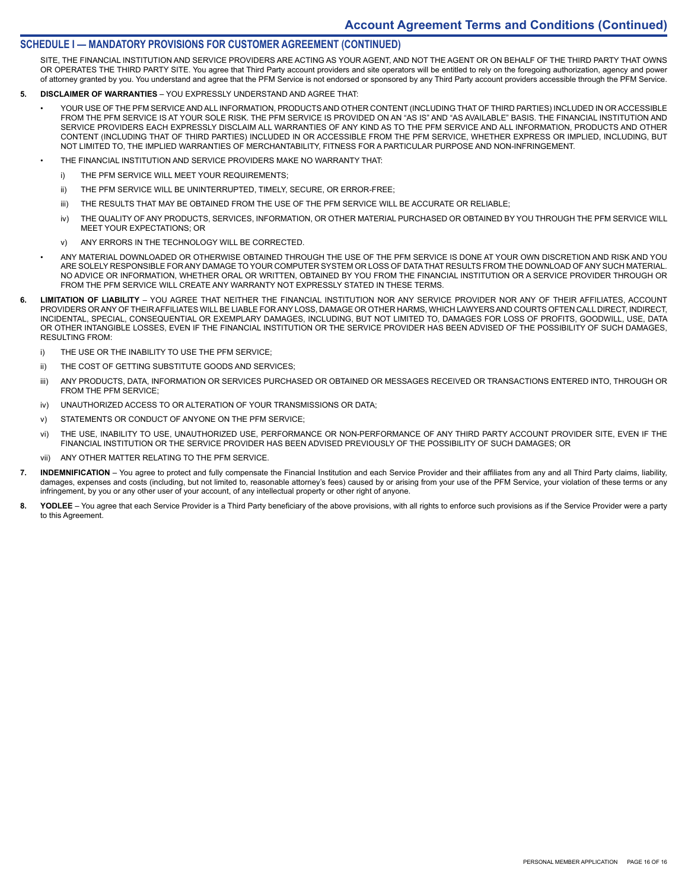## SCHEDULE I — MANDATORY PROVISIONS FOR CUSTOMER AGREEMENT (CONTINUED)

SITE, THE FINANCIAL INSTITUTION AND SERVICE PROVIDERS ARE ACTING AS YOUR AGENT, AND NOT THE AGENT OR ON BEHALF OF THE THIRD PARTY THAT OWNS OR OPERATES THE THIRD PARTY SITE. You agree that Third Party account providers and site operators will be entitled to rely on the foregoing authorization, agency and power of attorney granted by you. You understand and agree that the PFM Service is not endorsed or sponsored by any Third Party account providers accessible through the PFM Service.

5. **DISCLAIMER OF WARRANTIES** – YOU EXPRESSLY UNDERSTAND AND AGREE THAT:

   - YOUR USE OF THE PFM SERVICE AND ALL INFORMATION, PRODUCTS AND OTHER CONTENT (INCLUDING THAT OF THIRD PARTIES) INCLUDED IN OR ACCESSIBLE FROM THE PFM SERVICE IS AT YOUR SOLE RISK. THE PFM SERVICE IS PROVIDED ON AN "AS IS" AND "AS AVAILABLE" BASIS. THE FINANCIAL INSTITUTION AND SERVICE PROVIDERS EACH EXPRESSLY DISCLAIM ALL WARRANTIES OF ANY KIND AS TO THE PFM SERVICE AND ALL INFORMATION, PRODUCTS AND OTHER CONTENT (INCLUDING THAT OF THIRD PARTIES) INCLUDED IN OR ACCESSIBLE FROM THE PFM SERVICE, WHETHER EXPRESS OR IMPLIED, INCLUDING, BUT NOT LIMITED TO, THE IMPLIED WARRANTIES OF MERCHANTABILITY, FITNESS FOR A PARTICULAR PURPOSE AND NON-INFRINGEMENT.
   - THE FINANCIAL INSTITUTION AND SERVICE PROVIDERS MAKE NO WARRANTY THAT:
     - i) THE PFM SERVICE WILL MEET YOUR REQUIREMENTS;
     - ii) THE PFM SERVICE WILL BE UNINTERRUPTED, TIMELY, SECURE, OR ERROR-FREE;
     - iii) THE RESULTS THAT MAY BE OBTAINED FROM THE USE OF THE PFM SERVICE WILL BE ACCURATE OR RELIABLE;
     - iv) THE QUALITY OF ANY PRODUCTS, SERVICES, INFORMATION, OR OTHER MATERIAL PURCHASED OR OBTAINED BY YOU THROUGH THE PFM SERVICE WILL MEET YOUR EXPECTATIONS; OR
     - v) ANY ERRORS IN THE TECHNOLOGY WILL BE CORRECTED.
   - ANY MATERIAL DOWNLOADED OR OTHERWISE OBTAINED THROUGH THE USE OF THE PFM SERVICE IS DONE AT YOUR OWN DISCRETION AND RISK AND YOU ARE SOLELY RESPONSIBLE FOR ANY DAMAGE TO YOUR COMPUTER SYSTEM OR LOSS OF DATA THAT RESULTS FROM THE DOWNLOAD OF ANY SUCH MATERIAL. NO ADVICE OR INFORMATION, WHETHER ORAL OR WRITTEN, OBTAINED BY YOU FROM THE FINANCIAL INSTITUTION OR A SERVICE PROVIDER THROUGH OR FROM THE PFM SERVICE WILL CREATE ANY WARRANTY NOT EXPRESSLY STATED IN THESE TERMS.

6. **LIMITATION OF LIABILITY** – YOU AGREE THAT NEITHER THE FINANCIAL INSTITUTION NOR ANY SERVICE PROVIDER NOR ANY OF THEIR AFFILIATES, ACCOUNT PROVIDERS OR ANY OF THEIR AFFILIATES WILL BE LIABLE FOR ANY LOSS, DAMAGE OR OTHER HARMS, WHICH LAWYERS AND COURTS OFTEN CALL DIRECT, INDIRECT, INCIDENTAL, SPECIAL, CONSEQUENTIAL OR EXEMPLARY DAMAGES, INCLUDING, BUT NOT LIMITED TO, DAMAGES FOR LOSS OF PROFITS, GOODWILL, USE, DATA OR OTHER INTANGIBLE LOSSES, EVEN IF THE FINANCIAL INSTITUTION OR THE SERVICE PROVIDER HAS BEEN ADVISED OF THE POSSIBILITY OF SUCH DAMAGES, RESULTING FROM:
   - i) THE USE OR THE INABILITY TO USE THE PFM SERVICE;
   - ii) THE COST OF GETTING SUBSTITUTE GOODS AND SERVICES;
   - iii) ANY PRODUCTS, DATA, INFORMATION OR SERVICES PURCHASED OR OBTAINED OR MESSAGES RECEIVED OR TRANSACTIONS ENTERED INTO, THROUGH OR FROM THE PFM SERVICE;
   - iv) UNAUTHORIZED ACCESS TO OR ALTERATION OF YOUR TRANSMISSIONS OR DATA;
   - v) STATEMENTS OR CONDUCT OF ANYONE ON THE PFM SERVICE;
   - vi) THE USE, INABILITY TO USE, UNAUTHORIZED USE, PERFORMANCE OR NON-PERFORMANCE OF ANY THIRD PARTY ACCOUNT PROVIDER SITE, EVEN IF THE FINANCIAL INSTITUTION OR THE SERVICE PROVIDER HAS BEEN ADVISED PREVIOUSLY OF THE POSSIBILITY OF SUCH DAMAGES; OR
   - vii) ANY OTHER MATTER RELATING TO THE PFM SERVICE.

7. **INDEMNIFICATION** – You agree to protect and fully compensate the Financial Institution and each Service Provider and their affiliates from any and all Third Party claims, liability, damages, expenses and costs (including, but not limited to, reasonable attorney's fees) caused by or arising from your use of the PFM Service, your violation of these terms or any infringement, by you or any other user of your account, of any intellectual property or other right of anyone.

8. **YODLEE** – You agree that each Service Provider is a Third Party beneficiary of the above provisions, with all rights to enforce such provisions as if the Service Provider were a party to this Agreement.